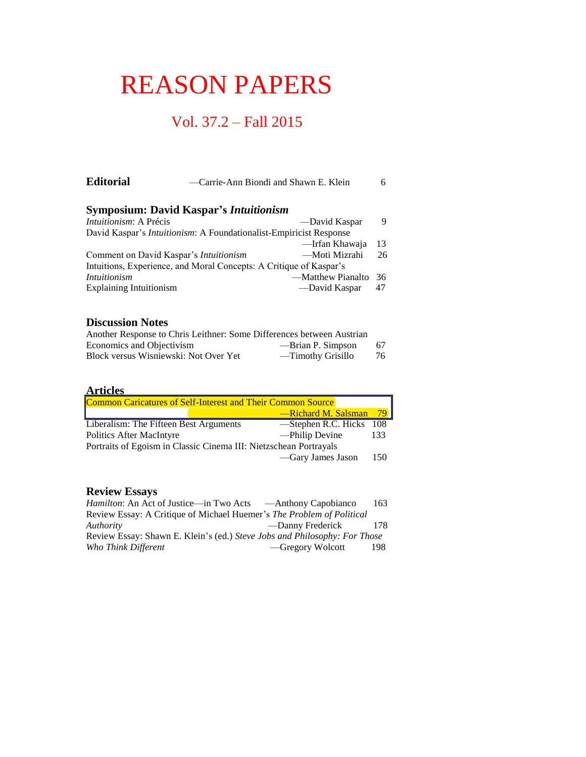# REASON PAPERS

## Vol. 37.2 – Fall 2015

**Editorial** —Carrie-Ann Biondi and Shawn E. Klein 6

### Symposium: David Kaspar's *Intuitionism*

*Intuitionism*: A Précis —David Kaspar 9

David Kaspar's *Intuitionism*: A Foundationalist-Empiricist Response —Irfan Khawaja 13

Comment on David Kaspar's *Intuitionism* —Moti Mizrahi 26

Intuitions, Experience, and Moral Concepts: A Critique of Kaspar's *Intuitionism* —Matthew Pianalto 36

Explaining Intuitionism —David Kaspar 47

### Discussion Notes

Another Response to Chris Leithner: Some Differences between Austrian Economics and Objectivism —Brian P. Simpson 67

Block versus Wisniewski: Not Over Yet —Timothy Grisillo 76

### Articles

Common Caricatures of Self-Interest and Their Common Source —Richard M. Salsman 79

Liberalism: The Fifteen Best Arguments —Stephen R.C. Hicks 108

Politics After MacIntyre —Philip Devine 133

Portraits of Egoism in Classic Cinema III: Nietzschean Portrayals —Gary James Jason 150

### Review Essays

*Hamilton*: An Act of Justice—in Two Acts —Anthony Capobianco 163

Review Essay: A Critique of Michael Huemer's *The Problem of Political Authority* —Danny Frederick 178

Review Essay: Shawn E. Klein's (ed.) *Steve Jobs and Philosophy: For Those Who Think Different* —Gregory Wolcott 198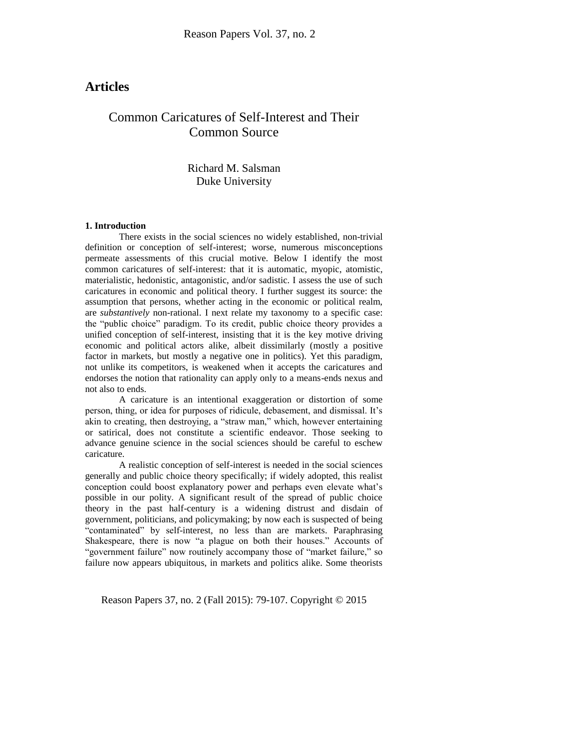# Articles

## Common Caricatures of Self-Interest and Their Common Source

Richard M. Salsman
Duke University

### 1. Introduction

There exists in the social sciences no widely established, non-trivial definition or conception of self-interest; worse, numerous misconceptions permeate assessments of this crucial motive. Below I identify the most common caricatures of self-interest: that it is automatic, myopic, atomistic, materialistic, hedonistic, antagonistic, and/or sadistic. I assess the use of such caricatures in economic and political theory. I further suggest its source: the assumption that persons, whether acting in the economic or political realm, are *substantively* non-rational. I next relate my taxonomy to a specific case: the "public choice" paradigm. To its credit, public choice theory provides a unified conception of self-interest, insisting that it is the key motive driving economic and political actors alike, albeit dissimilarly (mostly a positive factor in markets, but mostly a negative one in politics). Yet this paradigm, not unlike its competitors, is weakened when it accepts the caricatures and endorses the notion that rationality can apply only to a means-ends nexus and not also to ends.

A caricature is an intentional exaggeration or distortion of some person, thing, or idea for purposes of ridicule, debasement, and dismissal. It's akin to creating, then destroying, a "straw man," which, however entertaining or satirical, does not constitute a scientific endeavor. Those seeking to advance genuine science in the social sciences should be careful to eschew caricature.

A realistic conception of self-interest is needed in the social sciences generally and public choice theory specifically; if widely adopted, this realist conception could boost explanatory power and perhaps even elevate what's possible in our polity. A significant result of the spread of public choice theory in the past half-century is a widening distrust and disdain of government, politicians, and policymaking; by now each is suspected of being "contaminated" by self-interest, no less than are markets. Paraphrasing Shakespeare, there is now "a plague on both their houses." Accounts of "government failure" now routinely accompany those of "market failure," so failure now appears ubiquitous, in markets and politics alike. Some theorists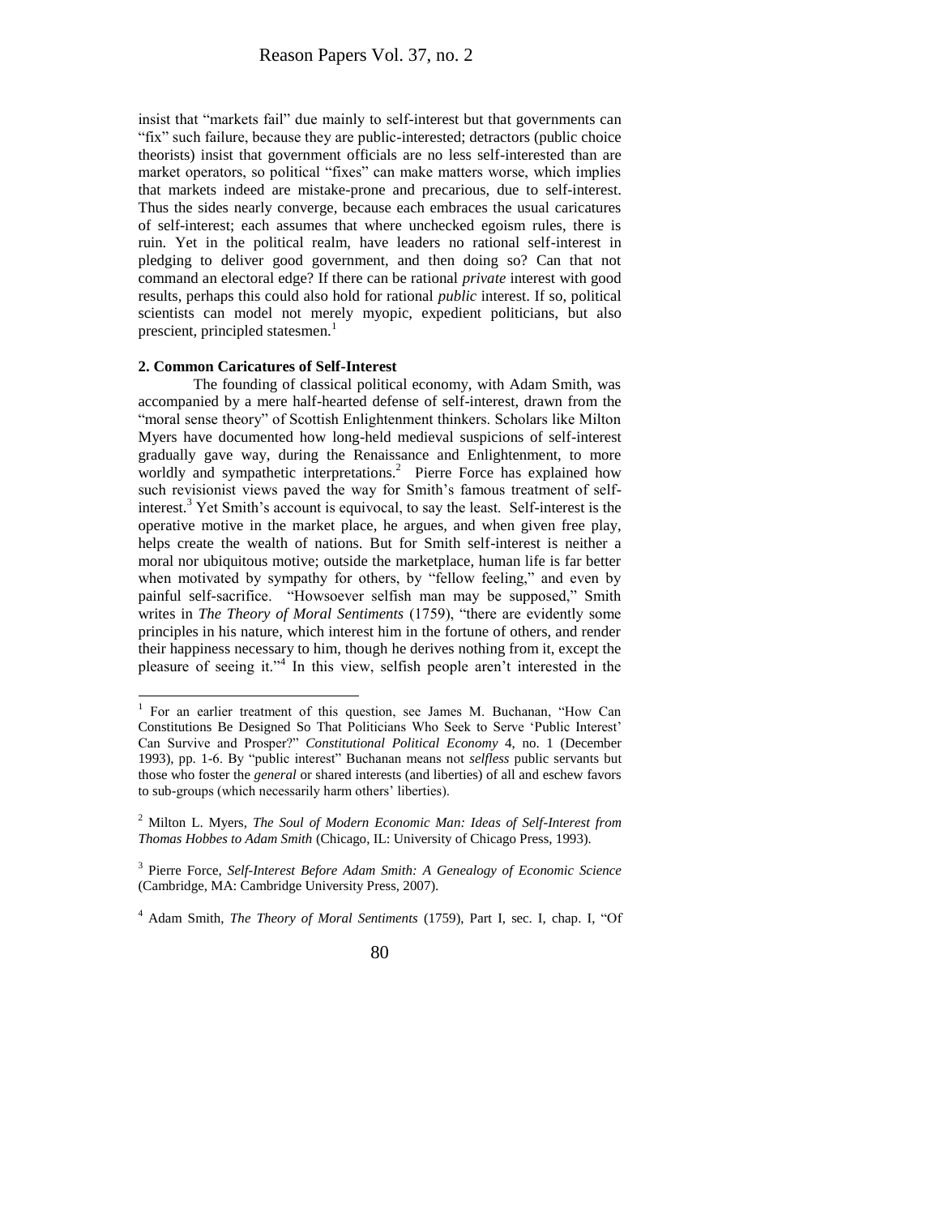insist that "markets fail" due mainly to self-interest but that governments can "fix" such failure, because they are public-interested; detractors (public choice theorists) insist that government officials are no less self-interested than are market operators, so political "fixes" can make matters worse, which implies that markets indeed are mistake-prone and precarious, due to self-interest. Thus the sides nearly converge, because each embraces the usual caricatures of self-interest; each assumes that where unchecked egoism rules, there is ruin. Yet in the political realm, have leaders no rational self-interest in pledging to deliver good government, and then doing so? Can that not command an electoral edge? If there can be rational *private* interest with good results, perhaps this could also hold for rational *public* interest. If so, political scientists can model not merely myopic, expedient politicians, but also prescient, principled statesmen.[1]

**2. Common Caricatures of Self-Interest**

The founding of classical political economy, with Adam Smith, was accompanied by a mere half-hearted defense of self-interest, drawn from the "moral sense theory" of Scottish Enlightenment thinkers. Scholars like Milton Myers have documented how long-held medieval suspicions of self-interest gradually gave way, during the Renaissance and Enlightenment, to more worldly and sympathetic interpretations.[2] Pierre Force has explained how such revisionist views paved the way for Smith's famous treatment of self-interest.[3] Yet Smith's account is equivocal, to say the least. Self-interest is the operative motive in the market place, he argues, and when given free play, helps create the wealth of nations. But for Smith self-interest is neither a moral nor ubiquitous motive; outside the marketplace, human life is far better when motivated by sympathy for others, by "fellow feeling," and even by painful self-sacrifice. "Howsoever selfish man may be supposed," Smith writes in *The Theory of Moral Sentiments* (1759), "there are evidently some principles in his nature, which interest him in the fortune of others, and render their happiness necessary to him, though he derives nothing from it, except the pleasure of seeing it."[4] In this view, selfish people aren't interested in the

---

[1] For an earlier treatment of this question, see James M. Buchanan, "How Can Constitutions Be Designed So That Politicians Who Seek to Serve 'Public Interest' Can Survive and Prosper?" *Constitutional Political Economy* 4, no. 1 (December 1993), pp. 1-6. By "public interest" Buchanan means not *selfless* public servants but those who foster the *general* or shared interests (and liberties) of all and eschew favors to sub-groups (which necessarily harm others' liberties).

[2] Milton L. Myers, *The Soul of Modern Economic Man: Ideas of Self-Interest from Thomas Hobbes to Adam Smith* (Chicago, IL: University of Chicago Press, 1993).

[3] Pierre Force, *Self-Interest Before Adam Smith: A Genealogy of Economic Science* (Cambridge, MA: Cambridge University Press, 2007).

[4] Adam Smith, *The Theory of Moral Sentiments* (1759), Part I, sec. I, chap. I, "Of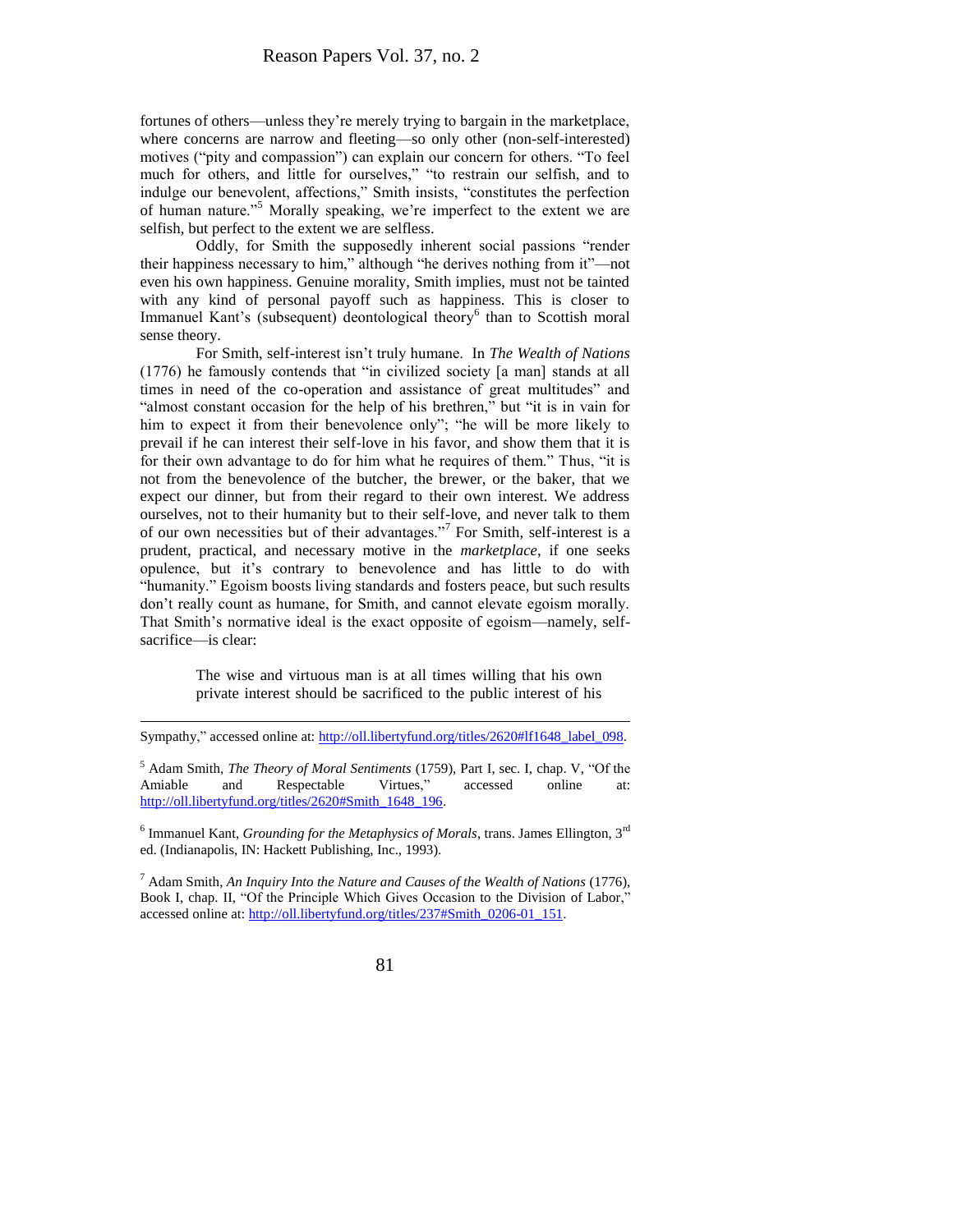fortunes of others—unless they're merely trying to bargain in the marketplace, where concerns are narrow and fleeting—so only other (non-self-interested) motives ("pity and compassion") can explain our concern for others. "To feel much for others, and little for ourselves," "to restrain our selfish, and to indulge our benevolent, affections," Smith insists, "constitutes the perfection of human nature."[5] Morally speaking, we're imperfect to the extent we are selfish, but perfect to the extent we are selfless.

Oddly, for Smith the supposedly inherent social passions "render their happiness necessary to him," although "he derives nothing from it"—not even his own happiness. Genuine morality, Smith implies, must not be tainted with any kind of personal payoff such as happiness. This is closer to Immanuel Kant's (subsequent) deontological theory[6] than to Scottish moral sense theory.

For Smith, self-interest isn't truly humane. In *The Wealth of Nations* (1776) he famously contends that "in civilized society [a man] stands at all times in need of the co-operation and assistance of great multitudes" and "almost constant occasion for the help of his brethren," but "it is in vain for him to expect it from their benevolence only"; "he will be more likely to prevail if he can interest their self-love in his favor, and show them that it is for their own advantage to do for him what he requires of them." Thus, "it is not from the benevolence of the butcher, the brewer, or the baker, that we expect our dinner, but from their regard to their own interest. We address ourselves, not to their humanity but to their self-love, and never talk to them of our own necessities but of their advantages."[7] For Smith, self-interest is a prudent, practical, and necessary motive in the *marketplace*, if one seeks opulence, but it's contrary to benevolence and has little to do with "humanity." Egoism boosts living standards and fosters peace, but such results don't really count as humane, for Smith, and cannot elevate egoism morally. That Smith's normative ideal is the exact opposite of egoism—namely, self-sacrifice—is clear:

> The wise and virtuous man is at all times willing that his own private interest should be sacrificed to the public interest of his

---

Sympathy," accessed online at: http://oll.libertyfund.org/titles/2620#lf1648_label_098.

[5] Adam Smith, *The Theory of Moral Sentiments* (1759), Part I, sec. I, chap. V, "Of the Amiable and Respectable Virtues," accessed online at: http://oll.libertyfund.org/titles/2620#Smith_1648_196.

[6] Immanuel Kant, *Grounding for the Metaphysics of Morals*, trans. James Ellington, 3rd ed. (Indianapolis, IN: Hackett Publishing, Inc., 1993).

[7] Adam Smith, *An Inquiry Into the Nature and Causes of the Wealth of Nations* (1776), Book I, chap. II, "Of the Principle Which Gives Occasion to the Division of Labor," accessed online at: http://oll.libertyfund.org/titles/237#Smith_0206-01_151.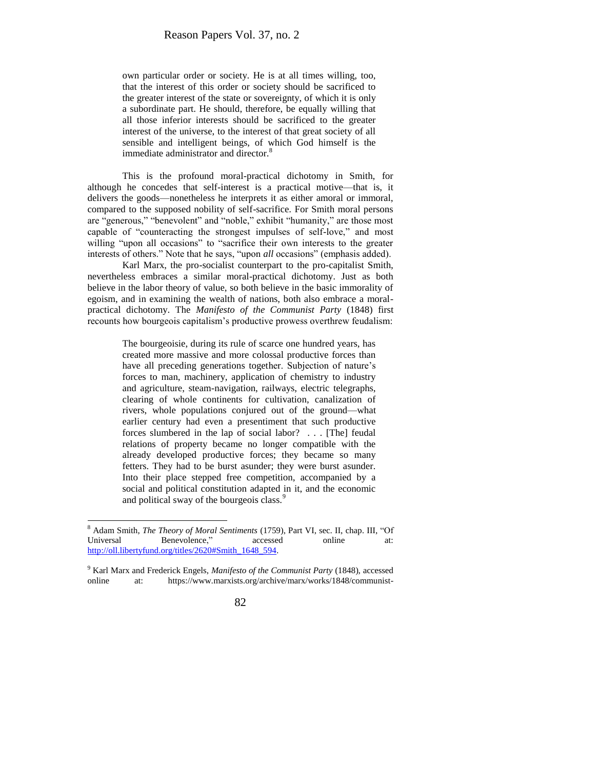> own particular order or society. He is at all times willing, too, that the interest of this order or society should be sacrificed to the greater interest of the state or sovereignty, of which it is only a subordinate part. He should, therefore, be equally willing that all those inferior interests should be sacrificed to the greater interest of the universe, to the interest of that great society of all sensible and intelligent beings, of which God himself is the immediate administrator and director.[8]

This is the profound moral-practical dichotomy in Smith, for although he concedes that self-interest is a practical motive—that is, it delivers the goods—nonetheless he interprets it as either amoral or immoral, compared to the supposed nobility of self-sacrifice. For Smith moral persons are "generous," "benevolent" and "noble," exhibit "humanity," are those most capable of "counteracting the strongest impulses of self-love," and most willing "upon all occasions" to "sacrifice their own interests to the greater interests of others." Note that he says, "upon *all* occasions" (emphasis added).

Karl Marx, the pro-socialist counterpart to the pro-capitalist Smith, nevertheless embraces a similar moral-practical dichotomy. Just as both believe in the labor theory of value, so both believe in the basic immorality of egoism, and in examining the wealth of nations, both also embrace a moral-practical dichotomy. The *Manifesto of the Communist Party* (1848) first recounts how bourgeois capitalism's productive prowess overthrew feudalism:

> The bourgeoisie, during its rule of scarce one hundred years, has created more massive and more colossal productive forces than have all preceding generations together. Subjection of nature's forces to man, machinery, application of chemistry to industry and agriculture, steam-navigation, railways, electric telegraphs, clearing of whole continents for cultivation, canalization of rivers, whole populations conjured out of the ground—what earlier century had even a presentiment that such productive forces slumbered in the lap of social labor? . . . [The] feudal relations of property became no longer compatible with the already developed productive forces; they became so many fetters. They had to be burst asunder; they were burst asunder. Into their place stepped free competition, accompanied by a social and political constitution adapted in it, and the economic and political sway of the bourgeois class.[9]

---

[8] Adam Smith, *The Theory of Moral Sentiments* (1759), Part VI, sec. II, chap. III, "Of Universal Benevolence," accessed online at: http://oll.libertyfund.org/titles/2620#Smith_1648_594.

[9] Karl Marx and Frederick Engels, *Manifesto of the Communist Party* (1848), accessed online at: https://www.marxists.org/archive/marx/works/1848/communist-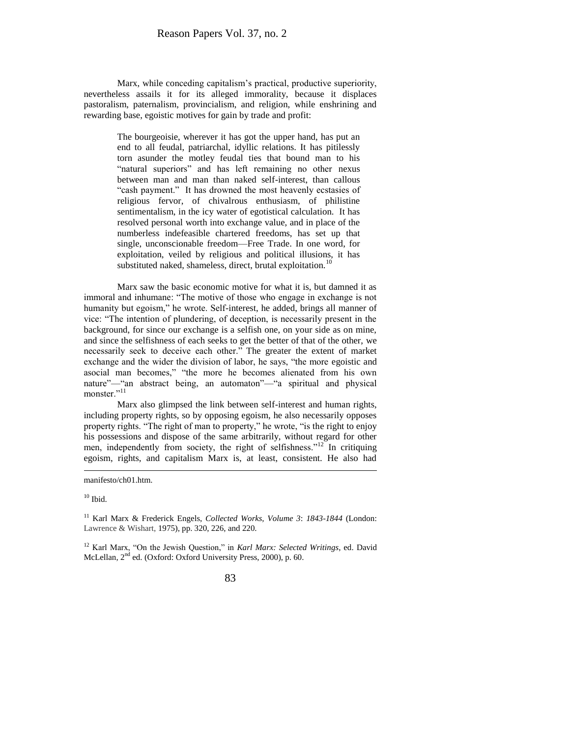Marx, while conceding capitalism's practical, productive superiority, nevertheless assails it for its alleged immorality, because it displaces pastoralism, paternalism, provincialism, and religion, while enshrining and rewarding base, egoistic motives for gain by trade and profit:

> The bourgeoisie, wherever it has got the upper hand, has put an end to all feudal, patriarchal, idyllic relations. It has pitilessly torn asunder the motley feudal ties that bound man to his "natural superiors" and has left remaining no other nexus between man and man than naked self-interest, than callous "cash payment." It has drowned the most heavenly ecstasies of religious fervor, of chivalrous enthusiasm, of philistine sentimentalism, in the icy water of egotistical calculation. It has resolved personal worth into exchange value, and in place of the numberless indefeasible chartered freedoms, has set up that single, unconscionable freedom—Free Trade. In one word, for exploitation, veiled by religious and political illusions, it has substituted naked, shameless, direct, brutal exploitation.[10]

Marx saw the basic economic motive for what it is, but damned it as immoral and inhumane: "The motive of those who engage in exchange is not humanity but egoism," he wrote. Self-interest, he added, brings all manner of vice: "The intention of plundering, of deception, is necessarily present in the background, for since our exchange is a selfish one, on your side as on mine, and since the selfishness of each seeks to get the better of that of the other, we necessarily seek to deceive each other." The greater the extent of market exchange and the wider the division of labor, he says, "the more egoistic and asocial man becomes," "the more he becomes alienated from his own nature"—"an abstract being, an automaton"—"a spiritual and physical monster."[11]

Marx also glimpsed the link between self-interest and human rights, including property rights, so by opposing egoism, he also necessarily opposes property rights. "The right of man to property," he wrote, "is the right to enjoy his possessions and dispose of the same arbitrarily, without regard for other men, independently from society, the right of selfishness."[12] In critiquing egoism, rights, and capitalism Marx is, at least, consistent. He also had

---

manifesto/ch01.htm.

[10] Ibid.

[11] Karl Marx & Frederick Engels, *Collected Works, Volume 3*: *1843-1844* (London: Lawrence & Wishart, 1975), pp. 320, 226, and 220.

[12] Karl Marx, "On the Jewish Question," in *Karl Marx: Selected Writings*, ed. David McLellan, 2nd ed. (Oxford: Oxford University Press, 2000), p. 60.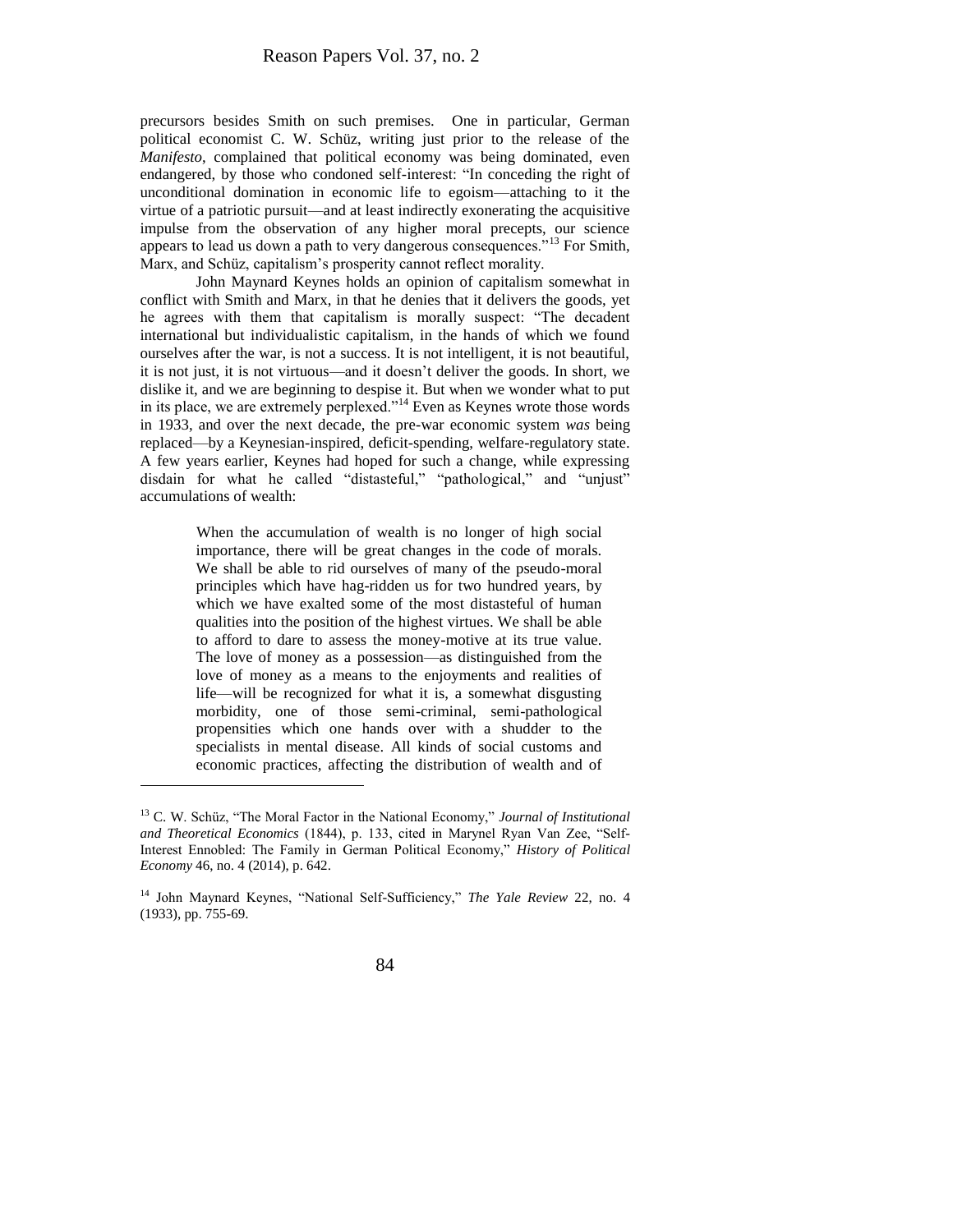precursors besides Smith on such premises. One in particular, German political economist C. W. Schüz, writing just prior to the release of the *Manifesto*, complained that political economy was being dominated, even endangered, by those who condoned self-interest: "In conceding the right of unconditional domination in economic life to egoism—attaching to it the virtue of a patriotic pursuit—and at least indirectly exonerating the acquisitive impulse from the observation of any higher moral precepts, our science appears to lead us down a path to very dangerous consequences."[13] For Smith, Marx, and Schüz, capitalism's prosperity cannot reflect morality.

John Maynard Keynes holds an opinion of capitalism somewhat in conflict with Smith and Marx, in that he denies that it delivers the goods, yet he agrees with them that capitalism is morally suspect: "The decadent international but individualistic capitalism, in the hands of which we found ourselves after the war, is not a success. It is not intelligent, it is not beautiful, it is not just, it is not virtuous—and it doesn't deliver the goods. In short, we dislike it, and we are beginning to despise it. But when we wonder what to put in its place, we are extremely perplexed."[14] Even as Keynes wrote those words in 1933, and over the next decade, the pre-war economic system *was* being replaced—by a Keynesian-inspired, deficit-spending, welfare-regulatory state. A few years earlier, Keynes had hoped for such a change, while expressing disdain for what he called "distasteful," "pathological," and "unjust" accumulations of wealth:

> When the accumulation of wealth is no longer of high social importance, there will be great changes in the code of morals. We shall be able to rid ourselves of many of the pseudo-moral principles which have hag-ridden us for two hundred years, by which we have exalted some of the most distasteful of human qualities into the position of the highest virtues. We shall be able to afford to dare to assess the money-motive at its true value. The love of money as a possession—as distinguished from the love of money as a means to the enjoyments and realities of life—will be recognized for what it is, a somewhat disgusting morbidity, one of those semi-criminal, semi-pathological propensities which one hands over with a shudder to the specialists in mental disease. All kinds of social customs and economic practices, affecting the distribution of wealth and of

---

[13] C. W. Schüz, "The Moral Factor in the National Economy," *Journal of Institutional and Theoretical Economics* (1844), p. 133, cited in Marynel Ryan Van Zee, "Self-Interest Ennobled: The Family in German Political Economy," *History of Political Economy* 46, no. 4 (2014), p. 642.

[14] John Maynard Keynes, "National Self-Sufficiency," *The Yale Review* 22, no. 4 (1933), pp. 755-69.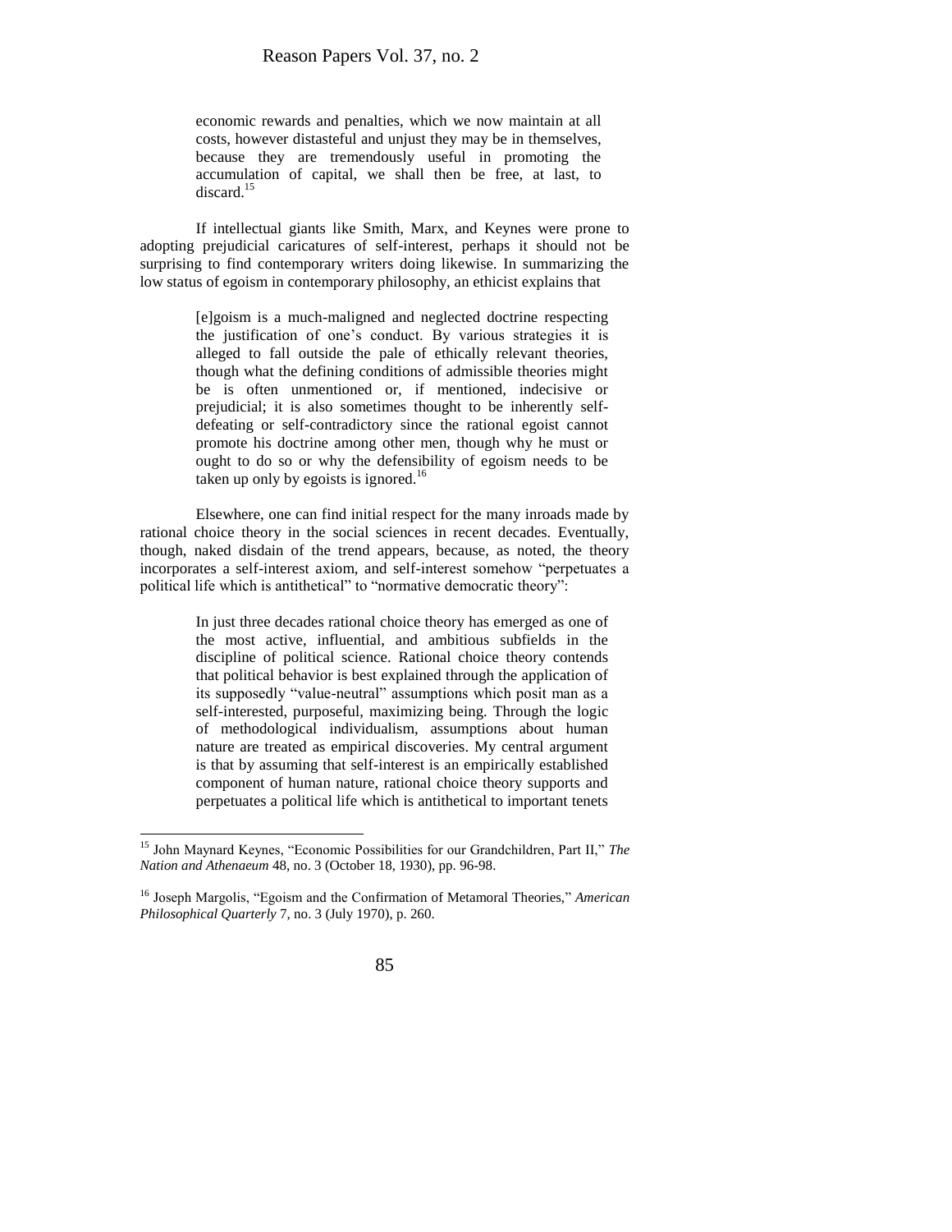> economic rewards and penalties, which we now maintain at all costs, however distasteful and unjust they may be in themselves, because they are tremendously useful in promoting the accumulation of capital, we shall then be free, at last, to discard.[15]

If intellectual giants like Smith, Marx, and Keynes were prone to adopting prejudicial caricatures of self-interest, perhaps it should not be surprising to find contemporary writers doing likewise. In summarizing the low status of egoism in contemporary philosophy, an ethicist explains that

> [e]goism is a much-maligned and neglected doctrine respecting the justification of one's conduct. By various strategies it is alleged to fall outside the pale of ethically relevant theories, though what the defining conditions of admissible theories might be is often unmentioned or, if mentioned, indecisive or prejudicial; it is also sometimes thought to be inherently self-defeating or self-contradictory since the rational egoist cannot promote his doctrine among other men, though why he must or ought to do so or why the defensibility of egoism needs to be taken up only by egoists is ignored.[16]

Elsewhere, one can find initial respect for the many inroads made by rational choice theory in the social sciences in recent decades. Eventually, though, naked disdain of the trend appears, because, as noted, the theory incorporates a self-interest axiom, and self-interest somehow "perpetuates a political life which is antithetical" to "normative democratic theory":

> In just three decades rational choice theory has emerged as one of the most active, influential, and ambitious subfields in the discipline of political science. Rational choice theory contends that political behavior is best explained through the application of its supposedly "value-neutral" assumptions which posit man as a self-interested, purposeful, maximizing being. Through the logic of methodological individualism, assumptions about human nature are treated as empirical discoveries. My central argument is that by assuming that self-interest is an empirically established component of human nature, rational choice theory supports and perpetuates a political life which is antithetical to important tenets

---

[15] John Maynard Keynes, "Economic Possibilities for our Grandchildren, Part II," *The Nation and Athenaeum* 48, no. 3 (October 18, 1930), pp. 96-98.

[16] Joseph Margolis, "Egoism and the Confirmation of Metamoral Theories," *American Philosophical Quarterly* 7, no. 3 (July 1970), p. 260.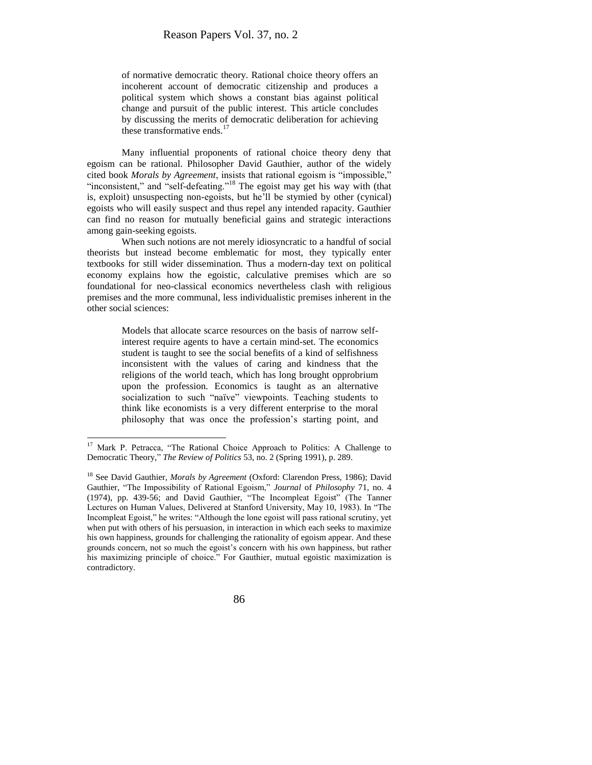> of normative democratic theory. Rational choice theory offers an incoherent account of democratic citizenship and produces a political system which shows a constant bias against political change and pursuit of the public interest. This article concludes by discussing the merits of democratic deliberation for achieving these transformative ends.[17]

Many influential proponents of rational choice theory deny that egoism can be rational. Philosopher David Gauthier, author of the widely cited book *Morals by Agreement*, insists that rational egoism is "impossible," "inconsistent," and "self-defeating."[18] The egoist may get his way with (that is, exploit) unsuspecting non-egoists, but he'll be stymied by other (cynical) egoists who will easily suspect and thus repel any intended rapacity. Gauthier can find no reason for mutually beneficial gains and strategic interactions among gain-seeking egoists.

When such notions are not merely idiosyncratic to a handful of social theorists but instead become emblematic for most, they typically enter textbooks for still wider dissemination. Thus a modern-day text on political economy explains how the egoistic, calculative premises which are so foundational for neo-classical economics nevertheless clash with religious premises and the more communal, less individualistic premises inherent in the other social sciences:

> Models that allocate scarce resources on the basis of narrow self-interest require agents to have a certain mind-set. The economics student is taught to see the social benefits of a kind of selfishness inconsistent with the values of caring and kindness that the religions of the world teach, which has long brought opprobrium upon the profession. Economics is taught as an alternative socialization to such "naïve" viewpoints. Teaching students to think like economists is a very different enterprise to the moral philosophy that was once the profession's starting point, and

---

[17] Mark P. Petracca, "The Rational Choice Approach to Politics: A Challenge to Democratic Theory," *The Review of Politics* 53, no. 2 (Spring 1991), p. 289.

[18] See David Gauthier, *Morals by Agreement* (Oxford: Clarendon Press, 1986); David Gauthier, "The Impossibility of Rational Egoism," *Journal* of *Philosophy* 71, no. 4 (1974), pp. 439-56; and David Gauthier, "The Incompleat Egoist" (The Tanner Lectures on Human Values, Delivered at Stanford University, May 10, 1983). In "The Incompleat Egoist," he writes: "Although the lone egoist will pass rational scrutiny, yet when put with others of his persuasion, in interaction in which each seeks to maximize his own happiness, grounds for challenging the rationality of egoism appear. And these grounds concern, not so much the egoist's concern with his own happiness, but rather his maximizing principle of choice." For Gauthier, mutual egoistic maximization is contradictory.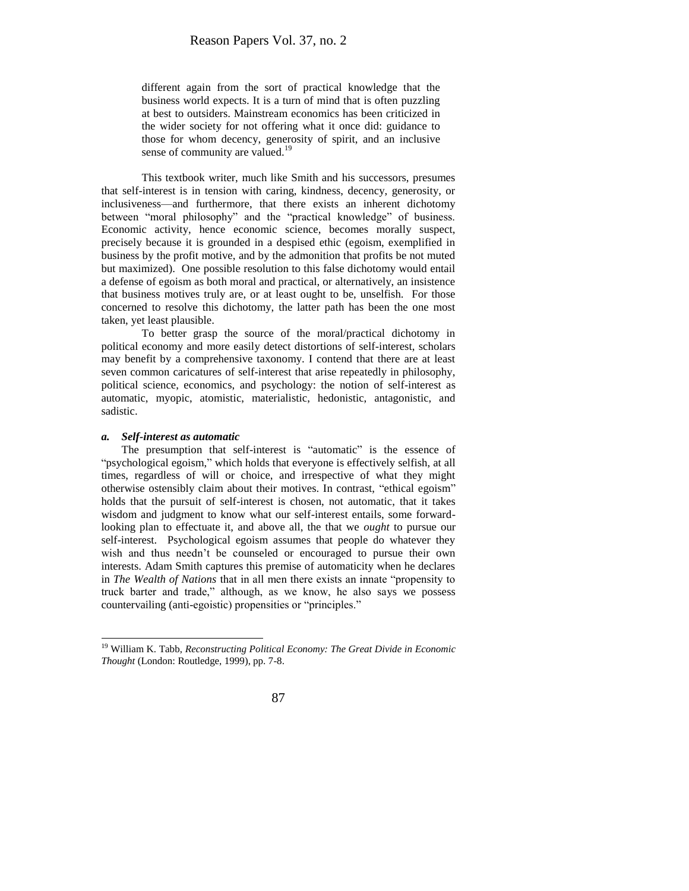> different again from the sort of practical knowledge that the business world expects. It is a turn of mind that is often puzzling at best to outsiders. Mainstream economics has been criticized in the wider society for not offering what it once did: guidance to those for whom decency, generosity of spirit, and an inclusive sense of community are valued.[19]

This textbook writer, much like Smith and his successors, presumes that self-interest is in tension with caring, kindness, decency, generosity, or inclusiveness—and furthermore, that there exists an inherent dichotomy between "moral philosophy" and the "practical knowledge" of business. Economic activity, hence economic science, becomes morally suspect, precisely because it is grounded in a despised ethic (egoism, exemplified in business by the profit motive, and by the admonition that profits be not muted but maximized). One possible resolution to this false dichotomy would entail a defense of egoism as both moral and practical, or alternatively, an insistence that business motives truly are, or at least ought to be, unselfish. For those concerned to resolve this dichotomy, the latter path has been the one most taken, yet least plausible.

To better grasp the source of the moral/practical dichotomy in political economy and more easily detect distortions of self-interest, scholars may benefit by a comprehensive taxonomy. I contend that there are at least seven common caricatures of self-interest that arise repeatedly in philosophy, political science, economics, and psychology: the notion of self-interest as automatic, myopic, atomistic, materialistic, hedonistic, antagonistic, and sadistic.

### *a. Self-interest as automatic*

The presumption that self-interest is "automatic" is the essence of "psychological egoism," which holds that everyone is effectively selfish, at all times, regardless of will or choice, and irrespective of what they might otherwise ostensibly claim about their motives. In contrast, "ethical egoism" holds that the pursuit of self-interest is chosen, not automatic, that it takes wisdom and judgment to know what our self-interest entails, some forward-looking plan to effectuate it, and above all, the that we *ought* to pursue our self-interest. Psychological egoism assumes that people do whatever they wish and thus needn't be counseled or encouraged to pursue their own interests. Adam Smith captures this premise of automaticity when he declares in *The Wealth of Nations* that in all men there exists an innate "propensity to truck barter and trade," although, as we know, he also says we possess countervailing (anti-egoistic) propensities or "principles."

[19] William K. Tabb, *Reconstructing Political Economy: The Great Divide in Economic Thought* (London: Routledge, 1999), pp. 7-8.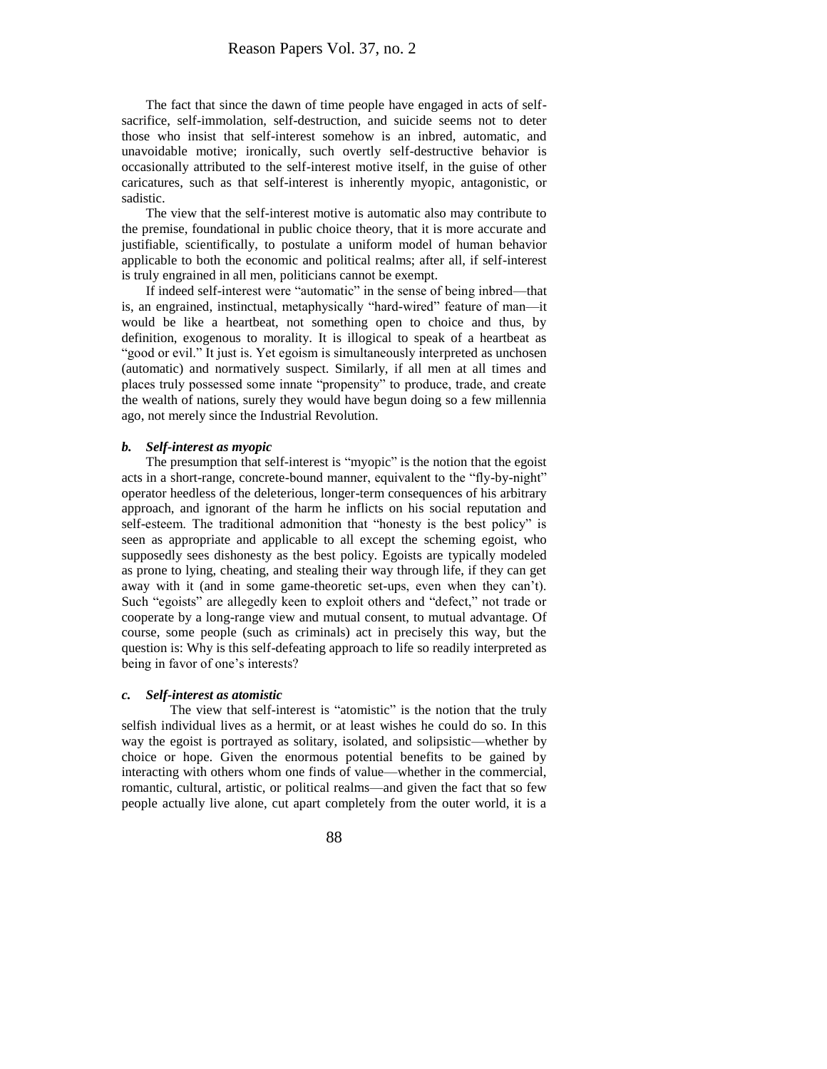The fact that since the dawn of time people have engaged in acts of self-sacrifice, self-immolation, self-destruction, and suicide seems not to deter those who insist that self-interest somehow is an inbred, automatic, and unavoidable motive; ironically, such overtly self-destructive behavior is occasionally attributed to the self-interest motive itself, in the guise of other caricatures, such as that self-interest is inherently myopic, antagonistic, or sadistic.

The view that the self-interest motive is automatic also may contribute to the premise, foundational in public choice theory, that it is more accurate and justifiable, scientifically, to postulate a uniform model of human behavior applicable to both the economic and political realms; after all, if self-interest is truly engrained in all men, politicians cannot be exempt.

If indeed self-interest were "automatic" in the sense of being inbred—that is, an engrained, instinctual, metaphysically "hard-wired" feature of man—it would be like a heartbeat, not something open to choice and thus, by definition, exogenous to morality. It is illogical to speak of a heartbeat as "good or evil." It just is. Yet egoism is simultaneously interpreted as unchosen (automatic) and normatively suspect. Similarly, if all men at all times and places truly possessed some innate "propensity" to produce, trade, and create the wealth of nations, surely they would have begun doing so a few millennia ago, not merely since the Industrial Revolution.

### *b. Self-interest as myopic*

The presumption that self-interest is "myopic" is the notion that the egoist acts in a short-range, concrete-bound manner, equivalent to the "fly-by-night" operator heedless of the deleterious, longer-term consequences of his arbitrary approach, and ignorant of the harm he inflicts on his social reputation and self-esteem. The traditional admonition that "honesty is the best policy" is seen as appropriate and applicable to all except the scheming egoist, who supposedly sees dishonesty as the best policy. Egoists are typically modeled as prone to lying, cheating, and stealing their way through life, if they can get away with it (and in some game-theoretic set-ups, even when they can't). Such "egoists" are allegedly keen to exploit others and "defect," not trade or cooperate by a long-range view and mutual consent, to mutual advantage. Of course, some people (such as criminals) act in precisely this way, but the question is: Why is this self-defeating approach to life so readily interpreted as being in favor of one's interests?

### *c. Self-interest as atomistic*

The view that self-interest is "atomistic" is the notion that the truly selfish individual lives as a hermit, or at least wishes he could do so. In this way the egoist is portrayed as solitary, isolated, and solipsistic—whether by choice or hope. Given the enormous potential benefits to be gained by interacting with others whom one finds of value—whether in the commercial, romantic, cultural, artistic, or political realms—and given the fact that so few people actually live alone, cut apart completely from the outer world, it is a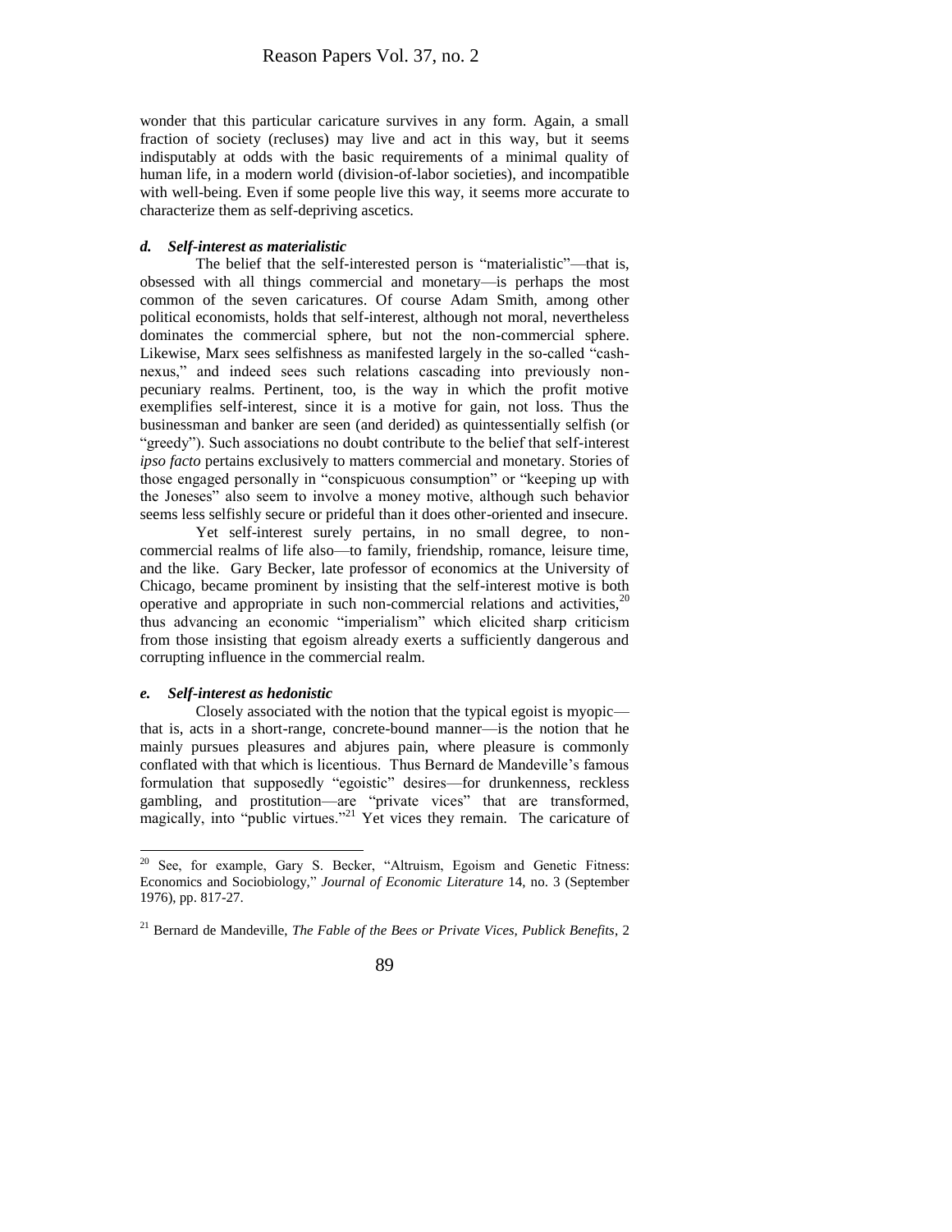wonder that this particular caricature survives in any form. Again, a small fraction of society (recluses) may live and act in this way, but it seems indisputably at odds with the basic requirements of a minimal quality of human life, in a modern world (division-of-labor societies), and incompatible with well-being. Even if some people live this way, it seems more accurate to characterize them as self-depriving ascetics.

#### *d. Self-interest as materialistic*

The belief that the self-interested person is "materialistic"—that is, obsessed with all things commercial and monetary—is perhaps the most common of the seven caricatures. Of course Adam Smith, among other political economists, holds that self-interest, although not moral, nevertheless dominates the commercial sphere, but not the non-commercial sphere. Likewise, Marx sees selfishness as manifested largely in the so-called "cash-nexus," and indeed sees such relations cascading into previously non-pecuniary realms. Pertinent, too, is the way in which the profit motive exemplifies self-interest, since it is a motive for gain, not loss. Thus the businessman and banker are seen (and derided) as quintessentially selfish (or "greedy"). Such associations no doubt contribute to the belief that self-interest *ipso facto* pertains exclusively to matters commercial and monetary. Stories of those engaged personally in "conspicuous consumption" or "keeping up with the Joneses" also seem to involve a money motive, although such behavior seems less selfishly secure or prideful than it does other-oriented and insecure.

Yet self-interest surely pertains, in no small degree, to non-commercial realms of life also—to family, friendship, romance, leisure time, and the like. Gary Becker, late professor of economics at the University of Chicago, became prominent by insisting that the self-interest motive is both operative and appropriate in such non-commercial relations and activities,[20] thus advancing an economic "imperialism" which elicited sharp criticism from those insisting that egoism already exerts a sufficiently dangerous and corrupting influence in the commercial realm.

#### *e. Self-interest as hedonistic*

Closely associated with the notion that the typical egoist is myopic—that is, acts in a short-range, concrete-bound manner—is the notion that he mainly pursues pleasures and abjures pain, where pleasure is commonly conflated with that which is licentious. Thus Bernard de Mandeville's famous formulation that supposedly "egoistic" desires—for drunkenness, reckless gambling, and prostitution—are "private vices" that are transformed, magically, into "public virtues."[21] Yet vices they remain. The caricature of

---

[20] See, for example, Gary S. Becker, "Altruism, Egoism and Genetic Fitness: Economics and Sociobiology," *Journal of Economic Literature* 14, no. 3 (September 1976), pp. 817-27.

[21] Bernard de Mandeville, *The Fable of the Bees or Private Vices, Publick Benefits*, 2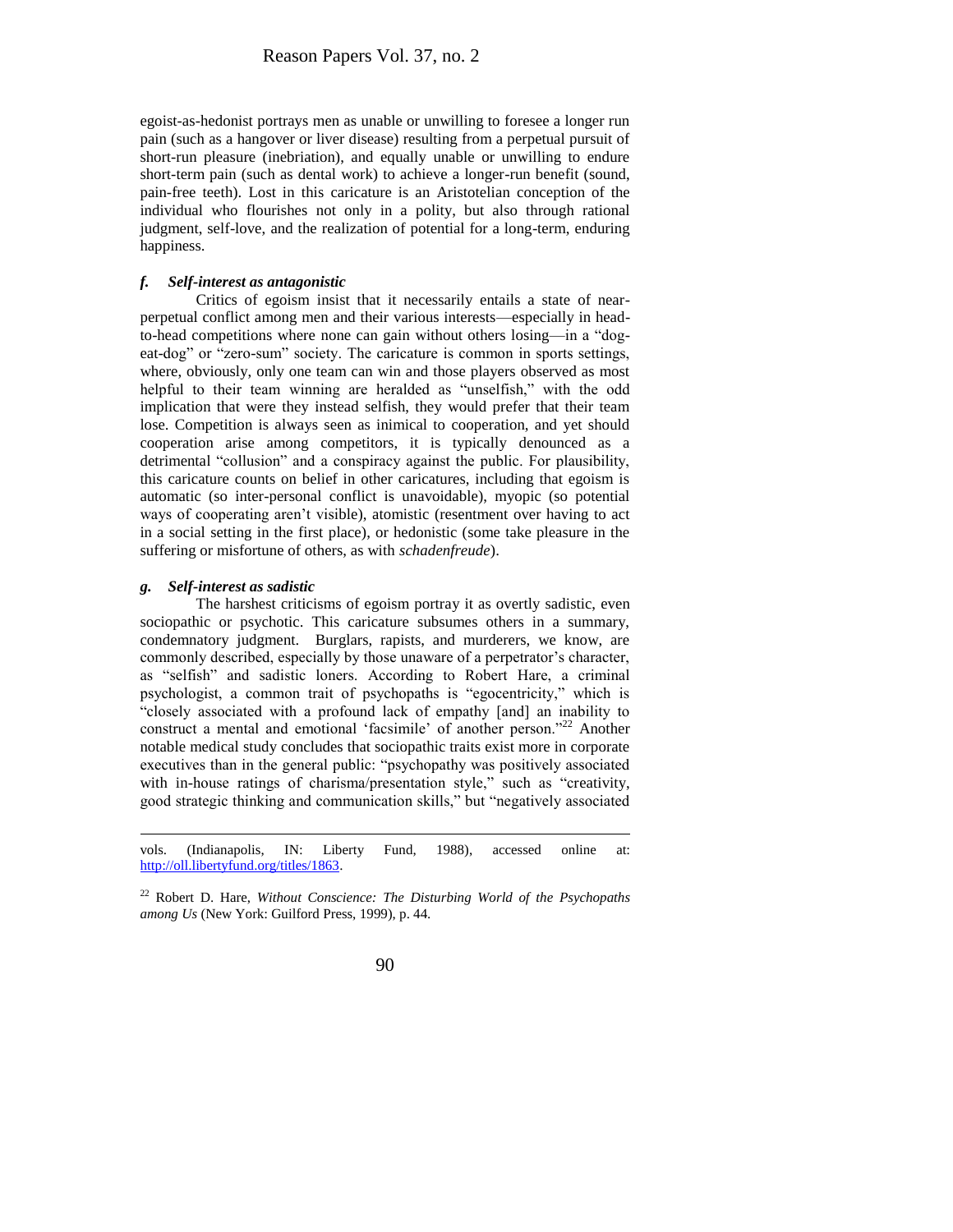egoist-as-hedonist portrays men as unable or unwilling to foresee a longer run pain (such as a hangover or liver disease) resulting from a perpetual pursuit of short-run pleasure (inebriation), and equally unable or unwilling to endure short-term pain (such as dental work) to achieve a longer-run benefit (sound, pain-free teeth). Lost in this caricature is an Aristotelian conception of the individual who flourishes not only in a polity, but also through rational judgment, self-love, and the realization of potential for a long-term, enduring happiness.

### *f. Self-interest as antagonistic*

Critics of egoism insist that it necessarily entails a state of near-perpetual conflict among men and their various interests—especially in head-to-head competitions where none can gain without others losing—in a "dog-eat-dog" or "zero-sum" society. The caricature is common in sports settings, where, obviously, only one team can win and those players observed as most helpful to their team winning are heralded as "unselfish," with the odd implication that were they instead selfish, they would prefer that their team lose. Competition is always seen as inimical to cooperation, and yet should cooperation arise among competitors, it is typically denounced as a detrimental "collusion" and a conspiracy against the public. For plausibility, this caricature counts on belief in other caricatures, including that egoism is automatic (so inter-personal conflict is unavoidable), myopic (so potential ways of cooperating aren't visible), atomistic (resentment over having to act in a social setting in the first place), or hedonistic (some take pleasure in the suffering or misfortune of others, as with *schadenfreude*).

### *g. Self-interest as sadistic*

The harshest criticisms of egoism portray it as overtly sadistic, even sociopathic or psychotic. This caricature subsumes others in a summary, condemnatory judgment. Burglars, rapists, and murderers, we know, are commonly described, especially by those unaware of a perpetrator's character, as "selfish" and sadistic loners. According to Robert Hare, a criminal psychologist, a common trait of psychopaths is "egocentricity," which is "closely associated with a profound lack of empathy [and] an inability to construct a mental and emotional 'facsimile' of another person."[22] Another notable medical study concludes that sociopathic traits exist more in corporate executives than in the general public: "psychopathy was positively associated with in-house ratings of charisma/presentation style," such as "creativity, good strategic thinking and communication skills," but "negatively associated

---

vols. (Indianapolis, IN: Liberty Fund, 1988), accessed online at: http://oll.libertyfund.org/titles/1863.

[22] Robert D. Hare, *Without Conscience: The Disturbing World of the Psychopaths among Us* (New York: Guilford Press, 1999), p. 44.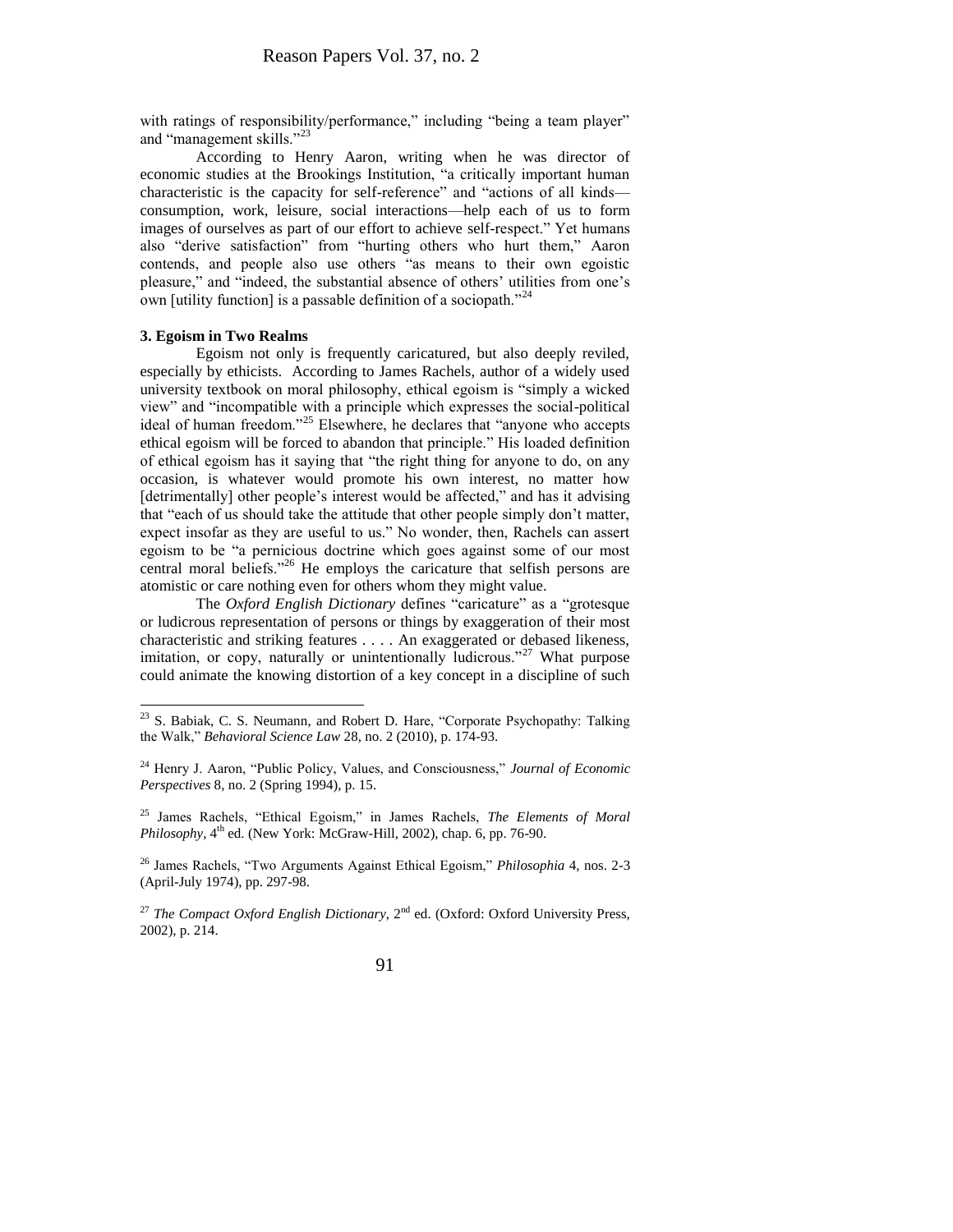with ratings of responsibility/performance," including "being a team player" and "management skills."[23]

According to Henry Aaron, writing when he was director of economic studies at the Brookings Institution, "a critically important human characteristic is the capacity for self-reference" and "actions of all kinds—consumption, work, leisure, social interactions—help each of us to form images of ourselves as part of our effort to achieve self-respect." Yet humans also "derive satisfaction" from "hurting others who hurt them," Aaron contends, and people also use others "as means to their own egoistic pleasure," and "indeed, the substantial absence of others' utilities from one's own [utility function] is a passable definition of a sociopath."[24]

**3. Egoism in Two Realms**

Egoism not only is frequently caricatured, but also deeply reviled, especially by ethicists. According to James Rachels, author of a widely used university textbook on moral philosophy, ethical egoism is "simply a wicked view" and "incompatible with a principle which expresses the social-political ideal of human freedom."[25] Elsewhere, he declares that "anyone who accepts ethical egoism will be forced to abandon that principle." His loaded definition of ethical egoism has it saying that "the right thing for anyone to do, on any occasion, is whatever would promote his own interest, no matter how [detrimentally] other people's interest would be affected," and has it advising that "each of us should take the attitude that other people simply don't matter, expect insofar as they are useful to us." No wonder, then, Rachels can assert egoism to be "a pernicious doctrine which goes against some of our most central moral beliefs."[26] He employs the caricature that selfish persons are atomistic or care nothing even for others whom they might value.

The *Oxford English Dictionary* defines "caricature" as a "grotesque or ludicrous representation of persons or things by exaggeration of their most characteristic and striking features . . . . An exaggerated or debased likeness, imitation, or copy, naturally or unintentionally ludicrous."[27] What purpose could animate the knowing distortion of a key concept in a discipline of such

---

[23] S. Babiak, C. S. Neumann, and Robert D. Hare, "Corporate Psychopathy: Talking the Walk," *Behavioral Science Law* 28, no. 2 (2010), p. 174-93.

[24] Henry J. Aaron, "Public Policy, Values, and Consciousness," *Journal of Economic Perspectives* 8, no. 2 (Spring 1994), p. 15.

[25] James Rachels, "Ethical Egoism," in James Rachels, *The Elements of Moral Philosophy*, 4th ed. (New York: McGraw-Hill, 2002), chap. 6, pp. 76-90.

[26] James Rachels, "Two Arguments Against Ethical Egoism," *Philosophia* 4, nos. 2-3 (April-July 1974), pp. 297-98.

[27] *The Compact Oxford English Dictionary*, 2nd ed. (Oxford: Oxford University Press, 2002), p. 214.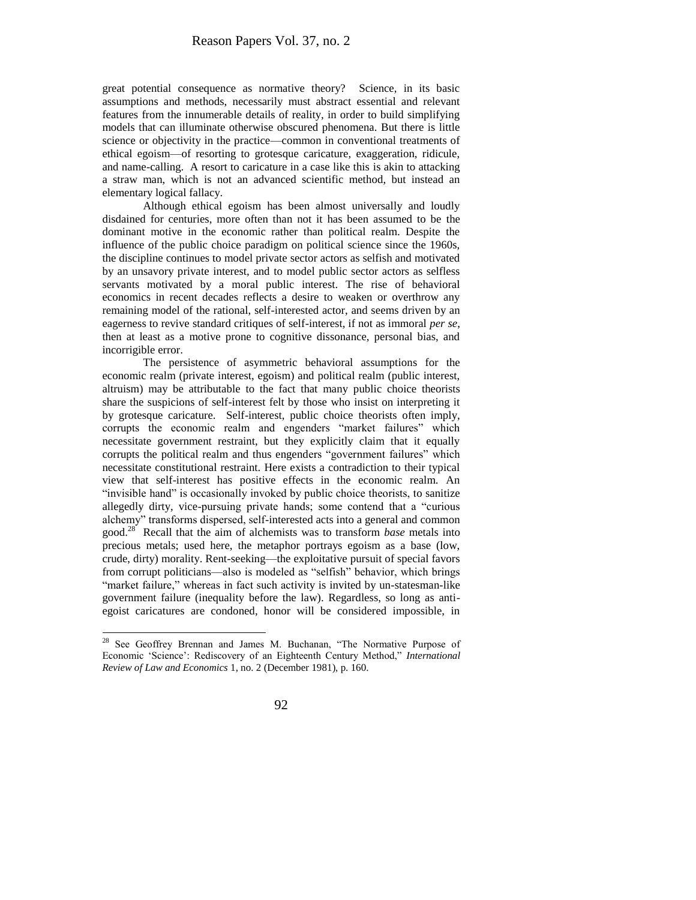great potential consequence as normative theory? Science, in its basic assumptions and methods, necessarily must abstract essential and relevant features from the innumerable details of reality, in order to build simplifying models that can illuminate otherwise obscured phenomena. But there is little science or objectivity in the practice—common in conventional treatments of ethical egoism—of resorting to grotesque caricature, exaggeration, ridicule, and name-calling. A resort to caricature in a case like this is akin to attacking a straw man, which is not an advanced scientific method, but instead an elementary logical fallacy.

Although ethical egoism has been almost universally and loudly disdained for centuries, more often than not it has been assumed to be the dominant motive in the economic rather than political realm. Despite the influence of the public choice paradigm on political science since the 1960s, the discipline continues to model private sector actors as selfish and motivated by an unsavory private interest, and to model public sector actors as selfless servants motivated by a moral public interest. The rise of behavioral economics in recent decades reflects a desire to weaken or overthrow any remaining model of the rational, self-interested actor, and seems driven by an eagerness to revive standard critiques of self-interest, if not as immoral *per se*, then at least as a motive prone to cognitive dissonance, personal bias, and incorrigible error.

The persistence of asymmetric behavioral assumptions for the economic realm (private interest, egoism) and political realm (public interest, altruism) may be attributable to the fact that many public choice theorists share the suspicions of self-interest felt by those who insist on interpreting it by grotesque caricature. Self-interest, public choice theorists often imply, corrupts the economic realm and engenders "market failures" which necessitate government restraint, but they explicitly claim that it equally corrupts the political realm and thus engenders "government failures" which necessitate constitutional restraint. Here exists a contradiction to their typical view that self-interest has positive effects in the economic realm. An "invisible hand" is occasionally invoked by public choice theorists, to sanitize allegedly dirty, vice-pursuing private hands; some contend that a "curious alchemy" transforms dispersed, self-interested acts into a general and common good.[28] Recall that the aim of alchemists was to transform *base* metals into precious metals; used here, the metaphor portrays egoism as a base (low, crude, dirty) morality. Rent-seeking—the exploitative pursuit of special favors from corrupt politicians—also is modeled as "selfish" behavior, which brings "market failure," whereas in fact such activity is invited by un-statesman-like government failure (inequality before the law). Regardless, so long as anti-egoist caricatures are condoned, honor will be considered impossible, in

[28] See Geoffrey Brennan and James M. Buchanan, "The Normative Purpose of Economic 'Science': Rediscovery of an Eighteenth Century Method," *International Review of Law and Economics* 1, no. 2 (December 1981), p. 160.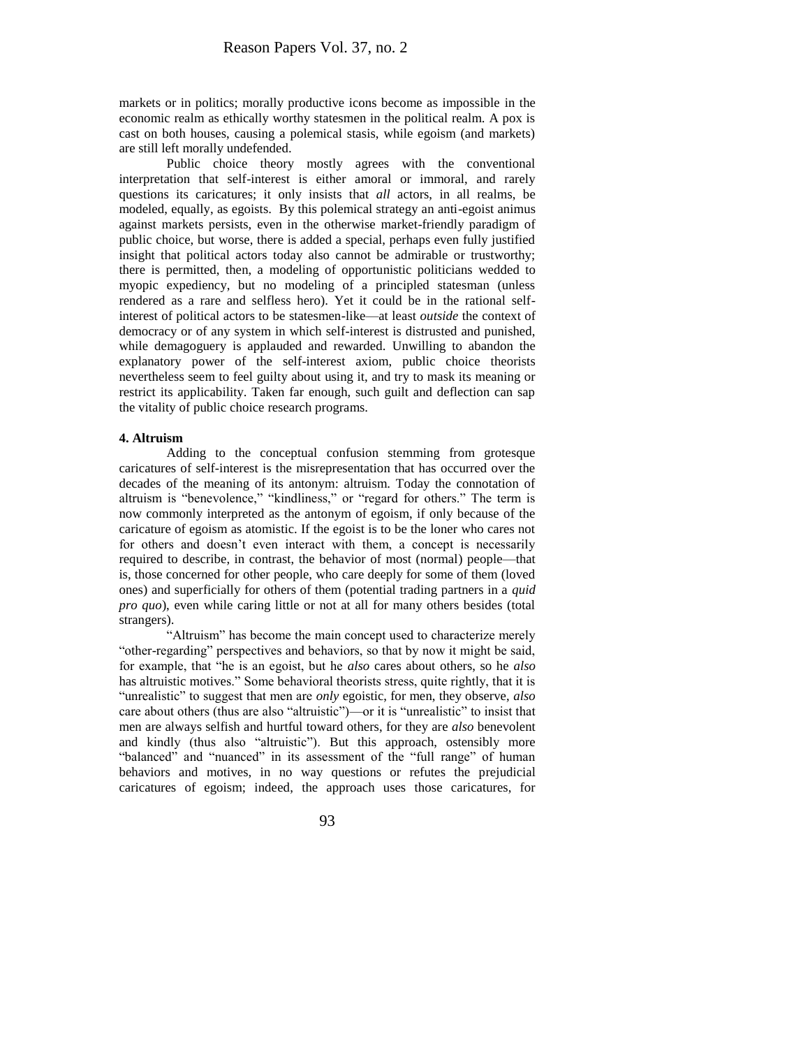markets or in politics; morally productive icons become as impossible in the economic realm as ethically worthy statesmen in the political realm. A pox is cast on both houses, causing a polemical stasis, while egoism (and markets) are still left morally undefended.

Public choice theory mostly agrees with the conventional interpretation that self-interest is either amoral or immoral, and rarely questions its caricatures; it only insists that *all* actors, in all realms, be modeled, equally, as egoists. By this polemical strategy an anti-egoist animus against markets persists, even in the otherwise market-friendly paradigm of public choice, but worse, there is added a special, perhaps even fully justified insight that political actors today also cannot be admirable or trustworthy; there is permitted, then, a modeling of opportunistic politicians wedded to myopic expediency, but no modeling of a principled statesman (unless rendered as a rare and selfless hero). Yet it could be in the rational self-interest of political actors to be statesmen-like—at least *outside* the context of democracy or of any system in which self-interest is distrusted and punished, while demagoguery is applauded and rewarded. Unwilling to abandon the explanatory power of the self-interest axiom, public choice theorists nevertheless seem to feel guilty about using it, and try to mask its meaning or restrict its applicability. Taken far enough, such guilt and deflection can sap the vitality of public choice research programs.

**4. Altruism**

Adding to the conceptual confusion stemming from grotesque caricatures of self-interest is the misrepresentation that has occurred over the decades of the meaning of its antonym: altruism. Today the connotation of altruism is "benevolence," "kindliness," or "regard for others." The term is now commonly interpreted as the antonym of egoism, if only because of the caricature of egoism as atomistic. If the egoist is to be the loner who cares not for others and doesn't even interact with them, a concept is necessarily required to describe, in contrast, the behavior of most (normal) people—that is, those concerned for other people, who care deeply for some of them (loved ones) and superficially for others of them (potential trading partners in a *quid pro quo*), even while caring little or not at all for many others besides (total strangers).

"Altruism" has become the main concept used to characterize merely "other-regarding" perspectives and behaviors, so that by now it might be said, for example, that "he is an egoist, but he *also* cares about others, so he *also* has altruistic motives." Some behavioral theorists stress, quite rightly, that it is "unrealistic" to suggest that men are *only* egoistic, for men, they observe, *also* care about others (thus are also "altruistic")—or it is "unrealistic" to insist that men are always selfish and hurtful toward others, for they are *also* benevolent and kindly (thus also "altruistic"). But this approach, ostensibly more "balanced" and "nuanced" in its assessment of the "full range" of human behaviors and motives, in no way questions or refutes the prejudicial caricatures of egoism; indeed, the approach uses those caricatures, for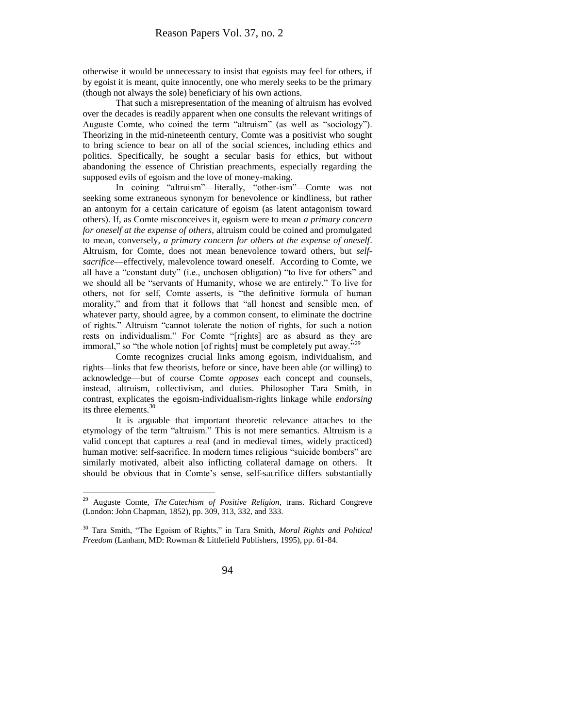otherwise it would be unnecessary to insist that egoists may feel for others, if by egoist it is meant, quite innocently, one who merely seeks to be the primary (though not always the sole) beneficiary of his own actions.

That such a misrepresentation of the meaning of altruism has evolved over the decades is readily apparent when one consults the relevant writings of Auguste Comte, who coined the term "altruism" (as well as "sociology"). Theorizing in the mid-nineteenth century, Comte was a positivist who sought to bring science to bear on all of the social sciences, including ethics and politics. Specifically, he sought a secular basis for ethics, but without abandoning the essence of Christian preachments, especially regarding the supposed evils of egoism and the love of money-making.

In coining "altruism"—literally, "other-ism"—Comte was not seeking some extraneous synonym for benevolence or kindliness, but rather an antonym for a certain caricature of egoism (as latent antagonism toward others). If, as Comte misconceives it, egoism were to mean *a primary concern for oneself at the expense of others*, altruism could be coined and promulgated to mean, conversely, *a primary concern for others at the expense of oneself*. Altruism, for Comte, does not mean benevolence toward others, but *self-sacrifice*—effectively, malevolence toward oneself. According to Comte, we all have a "constant duty" (i.e., unchosen obligation) "to live for others" and we should all be "servants of Humanity, whose we are entirely." To live for others, not for self, Comte asserts, is "the definitive formula of human morality," and from that it follows that "all honest and sensible men, of whatever party, should agree, by a common consent, to eliminate the doctrine of rights." Altruism "cannot tolerate the notion of rights, for such a notion rests on individualism." For Comte "[rights] are as absurd as they are immoral," so "the whole notion [of rights] must be completely put away."[29]

Comte recognizes crucial links among egoism, individualism, and rights—links that few theorists, before or since, have been able (or willing) to acknowledge—but of course Comte *opposes* each concept and counsels, instead, altruism, collectivism, and duties. Philosopher Tara Smith, in contrast, explicates the egoism-individualism-rights linkage while *endorsing* its three elements.[30]

It is arguable that important theoretic relevance attaches to the etymology of the term "altruism." This is not mere semantics. Altruism is a valid concept that captures a real (and in medieval times, widely practiced) human motive: self-sacrifice. In modern times religious "suicide bombers" are similarly motivated, albeit also inflicting collateral damage on others. It should be obvious that in Comte's sense, self-sacrifice differs substantially

---

[29] Auguste Comte, *The Catechism of Positive Religion*, trans. Richard Congreve (London: John Chapman, 1852), pp. 309, 313, 332, and 333.

[30] Tara Smith, "The Egoism of Rights," in Tara Smith, *Moral Rights and Political Freedom* (Lanham, MD: Rowman & Littlefield Publishers, 1995), pp. 61-84.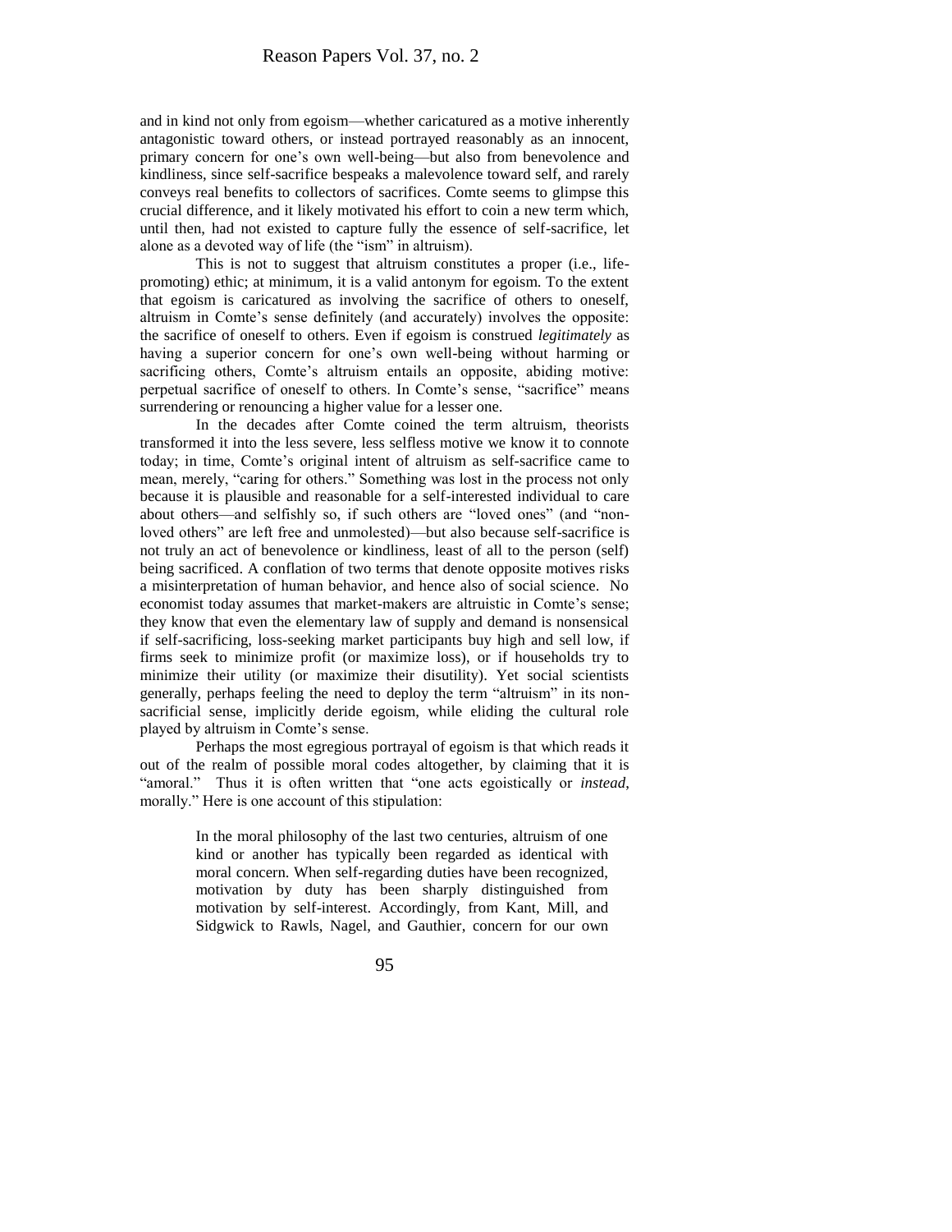and in kind not only from egoism—whether caricatured as a motive inherently antagonistic toward others, or instead portrayed reasonably as an innocent, primary concern for one's own well-being—but also from benevolence and kindliness, since self-sacrifice bespeaks a malevolence toward self, and rarely conveys real benefits to collectors of sacrifices. Comte seems to glimpse this crucial difference, and it likely motivated his effort to coin a new term which, until then, had not existed to capture fully the essence of self-sacrifice, let alone as a devoted way of life (the "ism" in altruism).

This is not to suggest that altruism constitutes a proper (i.e., life-promoting) ethic; at minimum, it is a valid antonym for egoism. To the extent that egoism is caricatured as involving the sacrifice of others to oneself, altruism in Comte's sense definitely (and accurately) involves the opposite: the sacrifice of oneself to others. Even if egoism is construed *legitimately* as having a superior concern for one's own well-being without harming or sacrificing others, Comte's altruism entails an opposite, abiding motive: perpetual sacrifice of oneself to others. In Comte's sense, "sacrifice" means surrendering or renouncing a higher value for a lesser one.

In the decades after Comte coined the term altruism, theorists transformed it into the less severe, less selfless motive we know it to connote today; in time, Comte's original intent of altruism as self-sacrifice came to mean, merely, "caring for others." Something was lost in the process not only because it is plausible and reasonable for a self-interested individual to care about others—and selfishly so, if such others are "loved ones" (and "non-loved others" are left free and unmolested)—but also because self-sacrifice is not truly an act of benevolence or kindliness, least of all to the person (self) being sacrificed. A conflation of two terms that denote opposite motives risks a misinterpretation of human behavior, and hence also of social science. No economist today assumes that market-makers are altruistic in Comte's sense; they know that even the elementary law of supply and demand is nonsensical if self-sacrificing, loss-seeking market participants buy high and sell low, if firms seek to minimize profit (or maximize loss), or if households try to minimize their utility (or maximize their disutility). Yet social scientists generally, perhaps feeling the need to deploy the term "altruism" in its non-sacrificial sense, implicitly deride egoism, while eliding the cultural role played by altruism in Comte's sense.

Perhaps the most egregious portrayal of egoism is that which reads it out of the realm of possible moral codes altogether, by claiming that it is "amoral." Thus it is often written that "one acts egoistically or *instead*, morally." Here is one account of this stipulation:

> In the moral philosophy of the last two centuries, altruism of one kind or another has typically been regarded as identical with moral concern. When self-regarding duties have been recognized, motivation by duty has been sharply distinguished from motivation by self-interest. Accordingly, from Kant, Mill, and Sidgwick to Rawls, Nagel, and Gauthier, concern for our own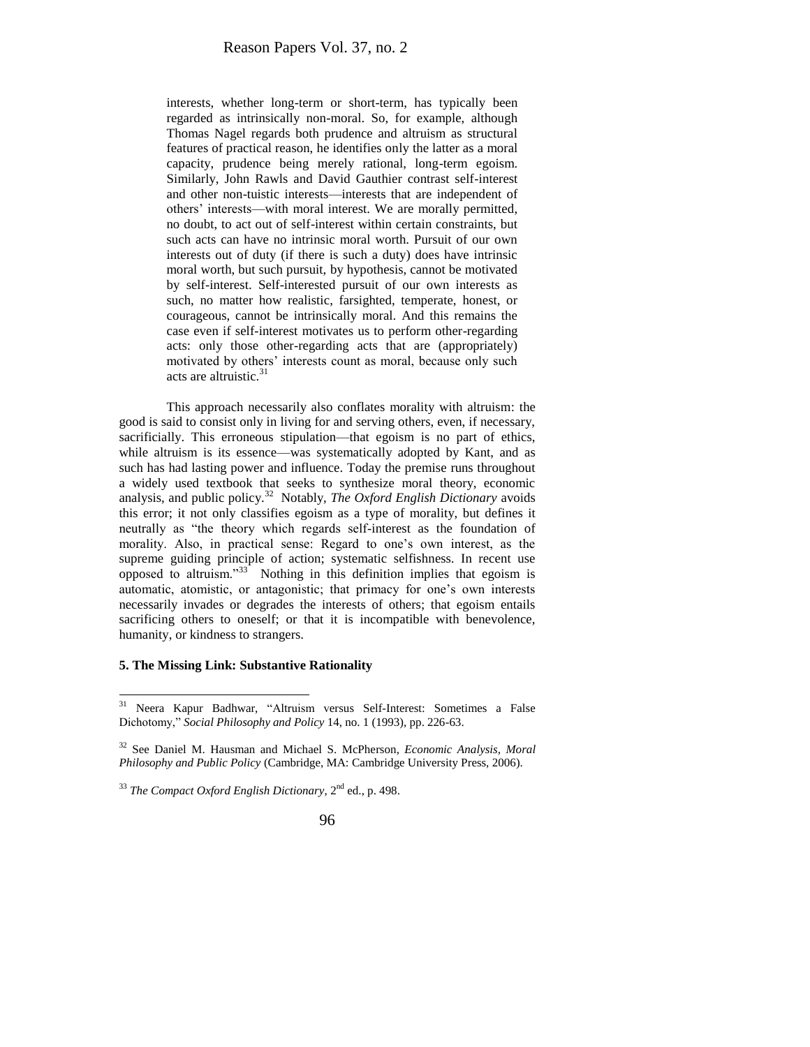> interests, whether long-term or short-term, has typically been regarded as intrinsically non-moral. So, for example, although Thomas Nagel regards both prudence and altruism as structural features of practical reason, he identifies only the latter as a moral capacity, prudence being merely rational, long-term egoism. Similarly, John Rawls and David Gauthier contrast self-interest and other non-tuistic interests—interests that are independent of others' interests—with moral interest. We are morally permitted, no doubt, to act out of self-interest within certain constraints, but such acts can have no intrinsic moral worth. Pursuit of our own interests out of duty (if there is such a duty) does have intrinsic moral worth, but such pursuit, by hypothesis, cannot be motivated by self-interest. Self-interested pursuit of our own interests as such, no matter how realistic, farsighted, temperate, honest, or courageous, cannot be intrinsically moral. And this remains the case even if self-interest motivates us to perform other-regarding acts: only those other-regarding acts that are (appropriately) motivated by others' interests count as moral, because only such acts are altruistic.[31]

This approach necessarily also conflates morality with altruism: the good is said to consist only in living for and serving others, even, if necessary, sacrificially. This erroneous stipulation—that egoism is no part of ethics, while altruism is its essence—was systematically adopted by Kant, and as such has had lasting power and influence. Today the premise runs throughout a widely used textbook that seeks to synthesize moral theory, economic analysis, and public policy.[32] Notably, *The Oxford English Dictionary* avoids this error; it not only classifies egoism as a type of morality, but defines it neutrally as "the theory which regards self-interest as the foundation of morality. Also, in practical sense: Regard to one's own interest, as the supreme guiding principle of action; systematic selfishness. In recent use opposed to altruism."[33] Nothing in this definition implies that egoism is automatic, atomistic, or antagonistic; that primacy for one's own interests necessarily invades or degrades the interests of others; that egoism entails sacrificing others to oneself; or that it is incompatible with benevolence, humanity, or kindness to strangers.

### 5. The Missing Link: Substantive Rationality

---

[31] Neera Kapur Badhwar, "Altruism versus Self-Interest: Sometimes a False Dichotomy," *Social Philosophy and Policy* 14, no. 1 (1993), pp. 226-63.

[32] See Daniel M. Hausman and Michael S. McPherson, *Economic Analysis, Moral Philosophy and Public Policy* (Cambridge, MA: Cambridge University Press, 2006).

[33] *The Compact Oxford English Dictionary*, 2nd ed., p. 498.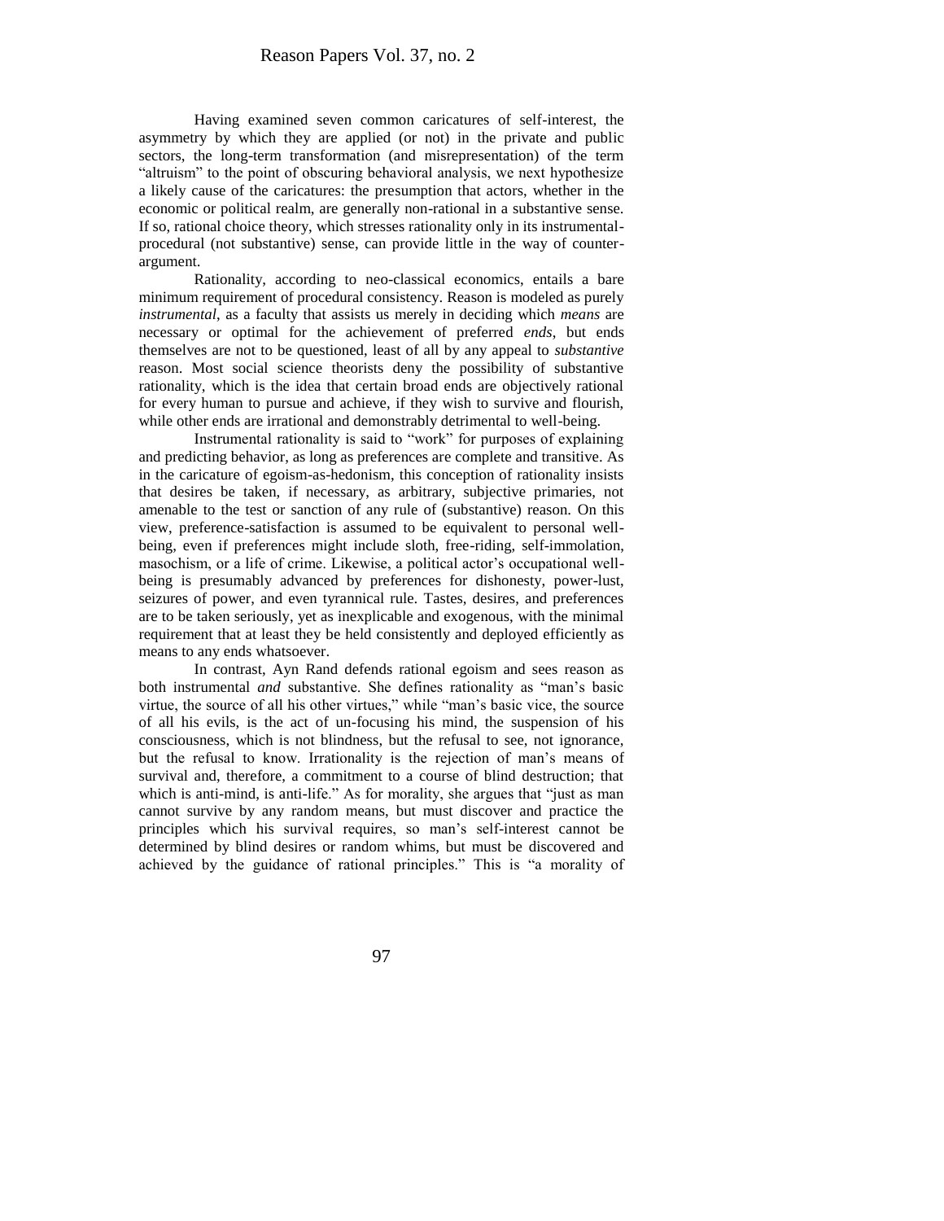Having examined seven common caricatures of self-interest, the asymmetry by which they are applied (or not) in the private and public sectors, the long-term transformation (and misrepresentation) of the term "altruism" to the point of obscuring behavioral analysis, we next hypothesize a likely cause of the caricatures: the presumption that actors, whether in the economic or political realm, are generally non-rational in a substantive sense. If so, rational choice theory, which stresses rationality only in its instrumental-procedural (not substantive) sense, can provide little in the way of counter-argument.

Rationality, according to neo-classical economics, entails a bare minimum requirement of procedural consistency. Reason is modeled as purely *instrumental*, as a faculty that assists us merely in deciding which *means* are necessary or optimal for the achievement of preferred *ends*, but ends themselves are not to be questioned, least of all by any appeal to *substantive* reason. Most social science theorists deny the possibility of substantive rationality, which is the idea that certain broad ends are objectively rational for every human to pursue and achieve, if they wish to survive and flourish, while other ends are irrational and demonstrably detrimental to well-being.

Instrumental rationality is said to "work" for purposes of explaining and predicting behavior, as long as preferences are complete and transitive. As in the caricature of egoism-as-hedonism, this conception of rationality insists that desires be taken, if necessary, as arbitrary, subjective primaries, not amenable to the test or sanction of any rule of (substantive) reason. On this view, preference-satisfaction is assumed to be equivalent to personal well-being, even if preferences might include sloth, free-riding, self-immolation, masochism, or a life of crime. Likewise, a political actor's occupational well-being is presumably advanced by preferences for dishonesty, power-lust, seizures of power, and even tyrannical rule. Tastes, desires, and preferences are to be taken seriously, yet as inexplicable and exogenous, with the minimal requirement that at least they be held consistently and deployed efficiently as means to any ends whatsoever.

In contrast, Ayn Rand defends rational egoism and sees reason as both instrumental *and* substantive. She defines rationality as "man's basic virtue, the source of all his other virtues," while "man's basic vice, the source of all his evils, is the act of un-focusing his mind, the suspension of his consciousness, which is not blindness, but the refusal to see, not ignorance, but the refusal to know. Irrationality is the rejection of man's means of survival and, therefore, a commitment to a course of blind destruction; that which is anti-mind, is anti-life." As for morality, she argues that "just as man cannot survive by any random means, but must discover and practice the principles which his survival requires, so man's self-interest cannot be determined by blind desires or random whims, but must be discovered and achieved by the guidance of rational principles." This is "a morality of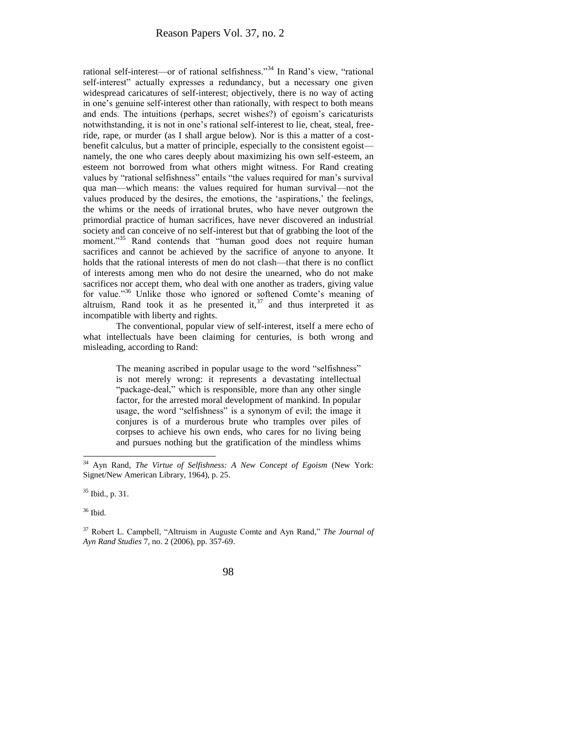rational self-interest—or of rational selfishness."[34] In Rand's view, "rational self-interest" actually expresses a redundancy, but a necessary one given widespread caricatures of self-interest; objectively, there is no way of acting in one's genuine self-interest other than rationally, with respect to both means and ends. The intuitions (perhaps, secret wishes?) of egoism's caricaturists notwithstanding, it is not in one's rational self-interest to lie, cheat, steal, free-ride, rape, or murder (as I shall argue below). Nor is this a matter of a cost-benefit calculus, but a matter of principle, especially to the consistent egoist—namely, the one who cares deeply about maximizing his own self-esteem, an esteem not borrowed from what others might witness. For Rand creating values by "rational selfishness" entails "the values required for man's survival qua man—which means: the values required for human survival—not the values produced by the desires, the emotions, the 'aspirations,' the feelings, the whims or the needs of irrational brutes, who have never outgrown the primordial practice of human sacrifices, have never discovered an industrial society and can conceive of no self-interest but that of grabbing the loot of the moment."[35] Rand contends that "human good does not require human sacrifices and cannot be achieved by the sacrifice of anyone to anyone. It holds that the rational interests of men do not clash—that there is no conflict of interests among men who do not desire the unearned, who do not make sacrifices nor accept them, who deal with one another as traders, giving value for value."[36] Unlike those who ignored or softened Comte's meaning of altruism, Rand took it as he presented it,[37] and thus interpreted it as incompatible with liberty and rights.

The conventional, popular view of self-interest, itself a mere echo of what intellectuals have been claiming for centuries, is both wrong and misleading, according to Rand:

> The meaning ascribed in popular usage to the word "selfishness" is not merely wrong: it represents a devastating intellectual "package-deal," which is responsible, more than any other single factor, for the arrested moral development of mankind. In popular usage, the word "selfishness" is a synonym of evil; the image it conjures is of a murderous brute who tramples over piles of corpses to achieve his own ends, who cares for no living being and pursues nothing but the gratification of the mindless whims

---

[34] Ayn Rand, *The Virtue of Selfishness: A New Concept of Egoism* (New York: Signet/New American Library, 1964), p. 25.

[35] Ibid., p. 31.

[36] Ibid.

[37] Robert L. Campbell, "Altruism in Auguste Comte and Ayn Rand," *The Journal of Ayn Rand Studies* 7, no. 2 (2006), pp. 357-69.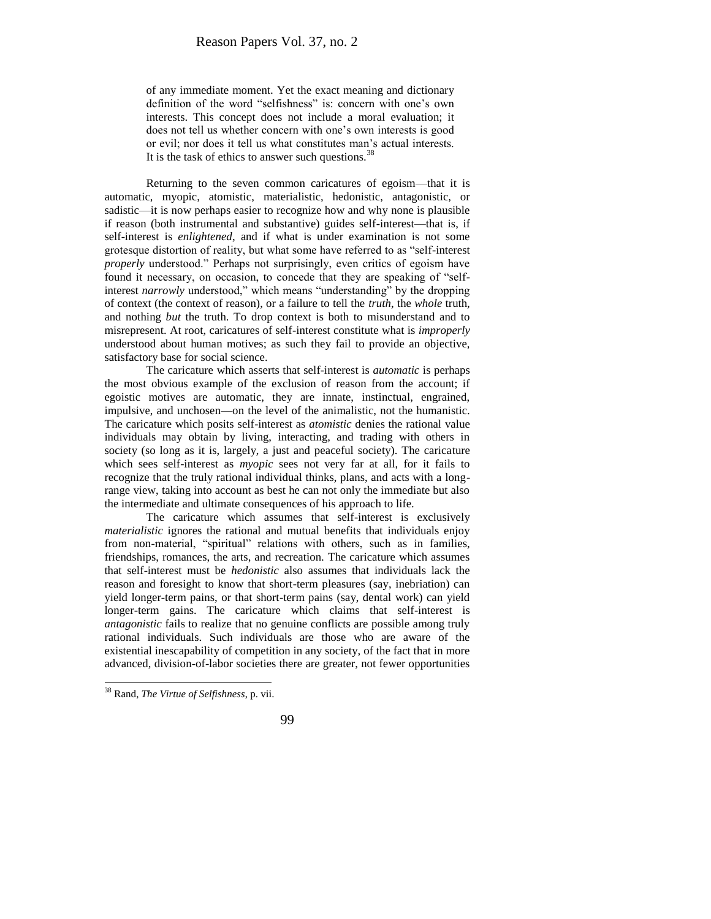> of any immediate moment. Yet the exact meaning and dictionary definition of the word "selfishness" is: concern with one's own interests. This concept does not include a moral evaluation; it does not tell us whether concern with one's own interests is good or evil; nor does it tell us what constitutes man's actual interests. It is the task of ethics to answer such questions.[38]

Returning to the seven common caricatures of egoism—that it is automatic, myopic, atomistic, materialistic, hedonistic, antagonistic, or sadistic—it is now perhaps easier to recognize how and why none is plausible if reason (both instrumental and substantive) guides self-interest—that is, if self-interest is *enlightened*, and if what is under examination is not some grotesque distortion of reality, but what some have referred to as "self-interest *properly* understood." Perhaps not surprisingly, even critics of egoism have found it necessary, on occasion, to concede that they are speaking of "self-interest *narrowly* understood," which means "understanding" by the dropping of context (the context of reason), or a failure to tell the *truth*, the *whole* truth, and nothing *but* the truth. To drop context is both to misunderstand and to misrepresent. At root, caricatures of self-interest constitute what is *improperly* understood about human motives; as such they fail to provide an objective, satisfactory base for social science.

The caricature which asserts that self-interest is *automatic* is perhaps the most obvious example of the exclusion of reason from the account; if egoistic motives are automatic, they are innate, instinctual, engrained, impulsive, and unchosen—on the level of the animalistic, not the humanistic. The caricature which posits self-interest as *atomistic* denies the rational value individuals may obtain by living, interacting, and trading with others in society (so long as it is, largely, a just and peaceful society). The caricature which sees self-interest as *myopic* sees not very far at all, for it fails to recognize that the truly rational individual thinks, plans, and acts with a long-range view, taking into account as best he can not only the immediate but also the intermediate and ultimate consequences of his approach to life.

The caricature which assumes that self-interest is exclusively *materialistic* ignores the rational and mutual benefits that individuals enjoy from non-material, "spiritual" relations with others, such as in families, friendships, romances, the arts, and recreation. The caricature which assumes that self-interest must be *hedonistic* also assumes that individuals lack the reason and foresight to know that short-term pleasures (say, inebriation) can yield longer-term pains, or that short-term pains (say, dental work) can yield longer-term gains. The caricature which claims that self-interest is *antagonistic* fails to realize that no genuine conflicts are possible among truly rational individuals. Such individuals are those who are aware of the existential inescapability of competition in any society, of the fact that in more advanced, division-of-labor societies there are greater, not fewer opportunities

---

[38] Rand, *The Virtue of Selfishness*, p. vii.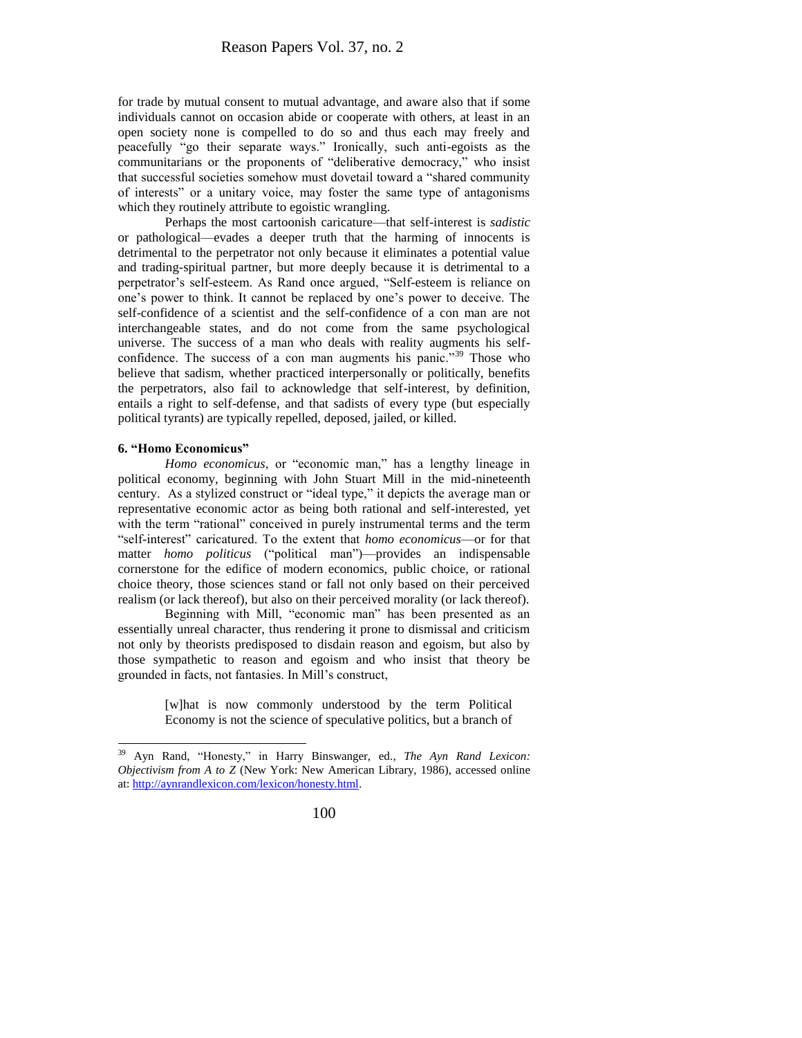for trade by mutual consent to mutual advantage, and aware also that if some individuals cannot on occasion abide or cooperate with others, at least in an open society none is compelled to do so and thus each may freely and peacefully "go their separate ways." Ironically, such anti-egoists as the communitarians or the proponents of "deliberative democracy," who insist that successful societies somehow must dovetail toward a "shared community of interests" or a unitary voice, may foster the same type of antagonisms which they routinely attribute to egoistic wrangling.

Perhaps the most cartoonish caricature—that self-interest is *sadistic* or pathological—evades a deeper truth that the harming of innocents is detrimental to the perpetrator not only because it eliminates a potential value and trading-spiritual partner, but more deeply because it is detrimental to a perpetrator's self-esteem. As Rand once argued, "Self-esteem is reliance on one's power to think. It cannot be replaced by one's power to deceive. The self-confidence of a scientist and the self-confidence of a con man are not interchangeable states, and do not come from the same psychological universe. The success of a man who deals with reality augments his self-confidence. The success of a con man augments his panic."[39] Those who believe that sadism, whether practiced interpersonally or politically, benefits the perpetrators, also fail to acknowledge that self-interest, by definition, entails a right to self-defense, and that sadists of every type (but especially political tyrants) are typically repelled, deposed, jailed, or killed.

**6. "Homo Economicus"**

*Homo economicus*, or "economic man," has a lengthy lineage in political economy, beginning with John Stuart Mill in the mid-nineteenth century. As a stylized construct or "ideal type," it depicts the average man or representative economic actor as being both rational and self-interested, yet with the term "rational" conceived in purely instrumental terms and the term "self-interest" caricatured. To the extent that *homo economicus*—or for that matter *homo politicus* ("political man")—provides an indispensable cornerstone for the edifice of modern economics, public choice, or rational choice theory, those sciences stand or fall not only based on their perceived realism (or lack thereof), but also on their perceived morality (or lack thereof).

Beginning with Mill, "economic man" has been presented as an essentially unreal character, thus rendering it prone to dismissal and criticism not only by theorists predisposed to disdain reason and egoism, but also by those sympathetic to reason and egoism and who insist that theory be grounded in facts, not fantasies. In Mill's construct,

> [w]hat is now commonly understood by the term Political Economy is not the science of speculative politics, but a branch of

---

[39] Ayn Rand, "Honesty," in Harry Binswanger, ed., *The Ayn Rand Lexicon: Objectivism from A to Z* (New York: New American Library, 1986), accessed online at: http://aynrandlexicon.com/lexicon/honesty.html.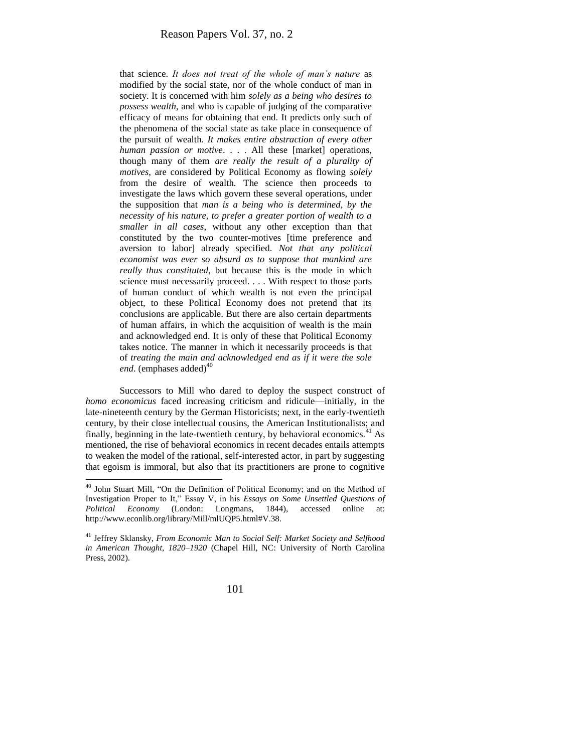> that science. *It does not treat of the whole of man's nature* as modified by the social state, nor of the whole conduct of man in society. It is concerned with him *solely as a being who desires to possess wealth*, and who is capable of judging of the comparative efficacy of means for obtaining that end. It predicts only such of the phenomena of the social state as take place in consequence of the pursuit of wealth. *It makes entire abstraction of every other human passion or motive*. . . . All these [market] operations, though many of them *are really the result of a plurality of motives*, are considered by Political Economy as flowing *solely* from the desire of wealth. The science then proceeds to investigate the laws which govern these several operations, under the supposition that *man is a being who is determined, by the necessity of his nature, to prefer a greater portion of wealth to a smaller in all cases*, without any other exception than that constituted by the two counter-motives [time preference and aversion to labor] already specified. *Not that any political economist was ever so absurd as to suppose that mankind are really thus constituted*, but because this is the mode in which science must necessarily proceed. . . . With respect to those parts of human conduct of which wealth is not even the principal object, to these Political Economy does not pretend that its conclusions are applicable. But there are also certain departments of human affairs, in which the acquisition of wealth is the main and acknowledged end. It is only of these that Political Economy takes notice. The manner in which it necessarily proceeds is that of *treating the main and acknowledged end as if it were the sole end*. (emphases added)[40]

Successors to Mill who dared to deploy the suspect construct of *homo economicus* faced increasing criticism and ridicule—initially, in the late-nineteenth century by the German Historicists; next, in the early-twentieth century, by their close intellectual cousins, the American Institutionalists; and finally, beginning in the late-twentieth century, by behavioral economics.[41] As mentioned, the rise of behavioral economics in recent decades entails attempts to weaken the model of the rational, self-interested actor, in part by suggesting that egoism is immoral, but also that its practitioners are prone to cognitive

---

[40] John Stuart Mill, "On the Definition of Political Economy; and on the Method of Investigation Proper to It," Essay V, in his *Essays on Some Unsettled Questions of Political Economy* (London: Longmans, 1844), accessed online at: http://www.econlib.org/library/Mill/mlUQP5.html#V.38.

[41] Jeffrey Sklansky, *From Economic Man to Social Self: Market Society and Selfhood in American Thought, 1820–1920* (Chapel Hill, NC: University of North Carolina Press, 2002).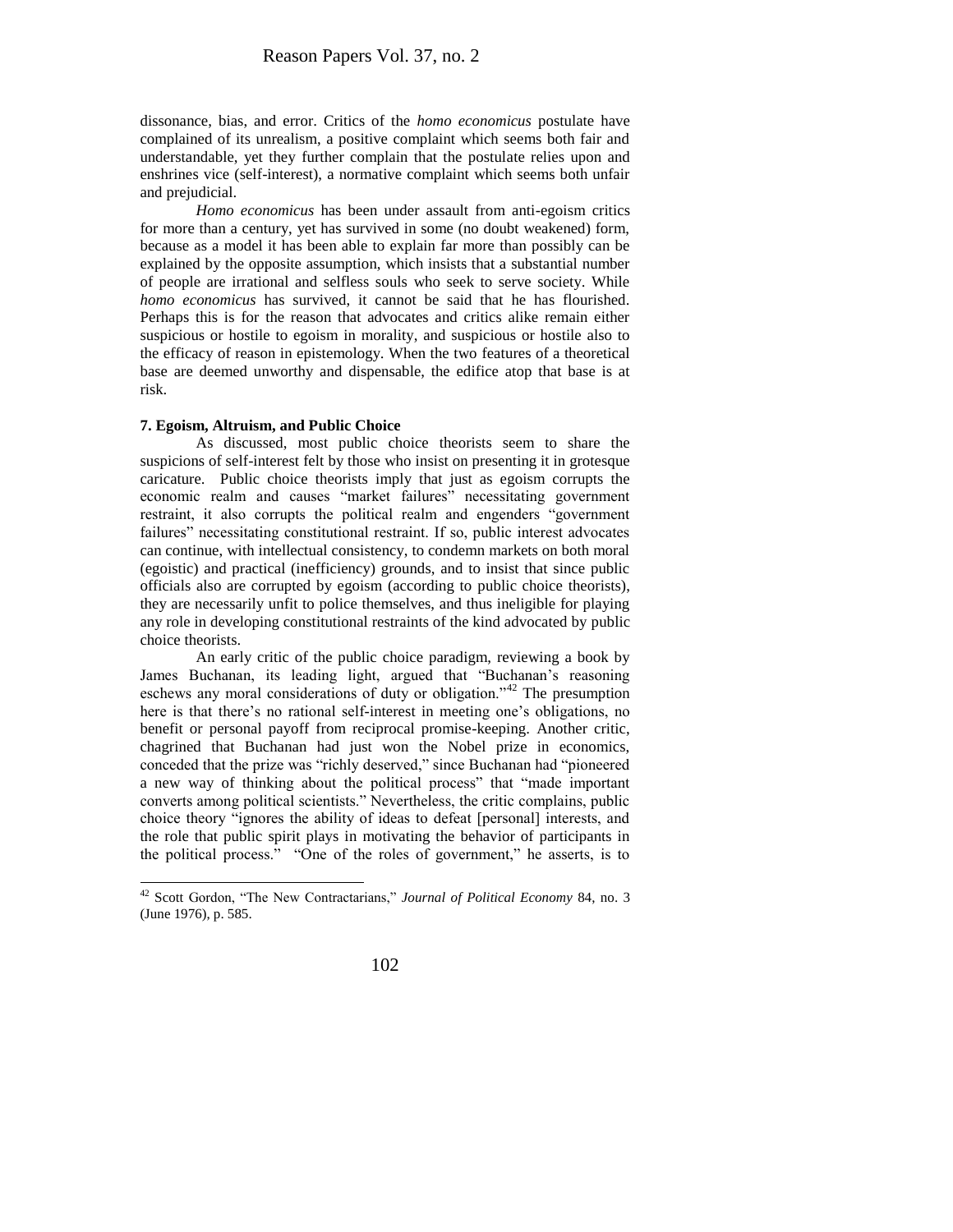dissonance, bias, and error. Critics of the *homo economicus* postulate have complained of its unrealism, a positive complaint which seems both fair and understandable, yet they further complain that the postulate relies upon and enshrines vice (self-interest), a normative complaint which seems both unfair and prejudicial.

*Homo economicus* has been under assault from anti-egoism critics for more than a century, yet has survived in some (no doubt weakened) form, because as a model it has been able to explain far more than possibly can be explained by the opposite assumption, which insists that a substantial number of people are irrational and selfless souls who seek to serve society. While *homo economicus* has survived, it cannot be said that he has flourished. Perhaps this is for the reason that advocates and critics alike remain either suspicious or hostile to egoism in morality, and suspicious or hostile also to the efficacy of reason in epistemology. When the two features of a theoretical base are deemed unworthy and dispensable, the edifice atop that base is at risk.

**7. Egoism, Altruism, and Public Choice**

As discussed, most public choice theorists seem to share the suspicions of self-interest felt by those who insist on presenting it in grotesque caricature. Public choice theorists imply that just as egoism corrupts the economic realm and causes "market failures" necessitating government restraint, it also corrupts the political realm and engenders "government failures" necessitating constitutional restraint. If so, public interest advocates can continue, with intellectual consistency, to condemn markets on both moral (egoistic) and practical (inefficiency) grounds, and to insist that since public officials also are corrupted by egoism (according to public choice theorists), they are necessarily unfit to police themselves, and thus ineligible for playing any role in developing constitutional restraints of the kind advocated by public choice theorists.

An early critic of the public choice paradigm, reviewing a book by James Buchanan, its leading light, argued that "Buchanan's reasoning eschews any moral considerations of duty or obligation."[42] The presumption here is that there's no rational self-interest in meeting one's obligations, no benefit or personal payoff from reciprocal promise-keeping. Another critic, chagrined that Buchanan had just won the Nobel prize in economics, conceded that the prize was "richly deserved," since Buchanan had "pioneered a new way of thinking about the political process" that "made important converts among political scientists." Nevertheless, the critic complains, public choice theory "ignores the ability of ideas to defeat [personal] interests, and the role that public spirit plays in motivating the behavior of participants in the political process." "One of the roles of government," he asserts, is to

---

[42] Scott Gordon, "The New Contractarians," *Journal of Political Economy* 84, no. 3 (June 1976), p. 585.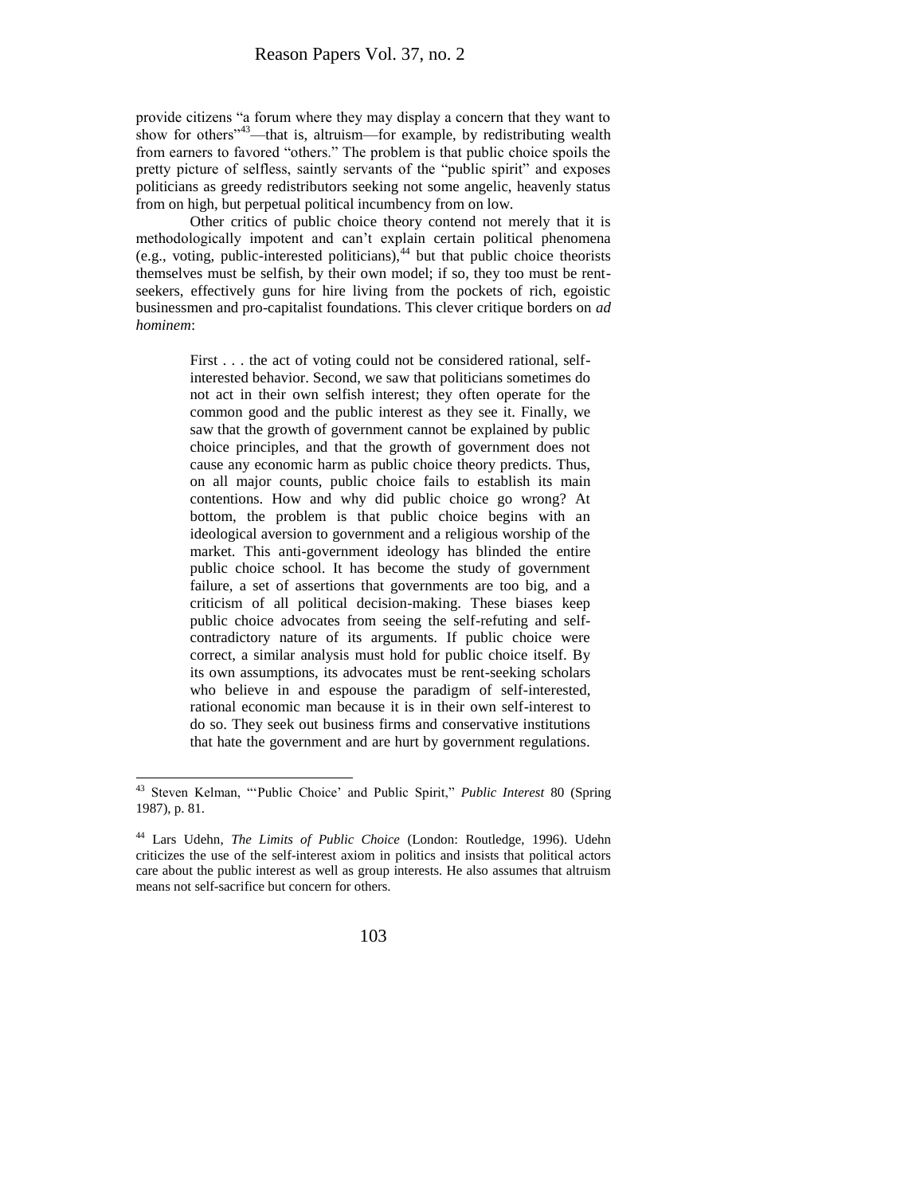provide citizens "a forum where they may display a concern that they want to show for others"[43]—that is, altruism—for example, by redistributing wealth from earners to favored "others." The problem is that public choice spoils the pretty picture of selfless, saintly servants of the "public spirit" and exposes politicians as greedy redistributors seeking not some angelic, heavenly status from on high, but perpetual political incumbency from on low.

Other critics of public choice theory contend not merely that it is methodologically impotent and can't explain certain political phenomena (e.g., voting, public-interested politicians),[44] but that public choice theorists themselves must be selfish, by their own model; if so, they too must be rent-seekers, effectively guns for hire living from the pockets of rich, egoistic businessmen and pro-capitalist foundations. This clever critique borders on *ad hominem*:

> First . . . the act of voting could not be considered rational, self-interested behavior. Second, we saw that politicians sometimes do not act in their own selfish interest; they often operate for the common good and the public interest as they see it. Finally, we saw that the growth of government cannot be explained by public choice principles, and that the growth of government does not cause any economic harm as public choice theory predicts. Thus, on all major counts, public choice fails to establish its main contentions. How and why did public choice go wrong? At bottom, the problem is that public choice begins with an ideological aversion to government and a religious worship of the market. This anti-government ideology has blinded the entire public choice school. It has become the study of government failure, a set of assertions that governments are too big, and a criticism of all political decision-making. These biases keep public choice advocates from seeing the self-refuting and self-contradictory nature of its arguments. If public choice were correct, a similar analysis must hold for public choice itself. By its own assumptions, its advocates must be rent-seeking scholars who believe in and espouse the paradigm of self-interested, rational economic man because it is in their own self-interest to do so. They seek out business firms and conservative institutions that hate the government and are hurt by government regulations.

---

[43] Steven Kelman, "'Public Choice' and Public Spirit," *Public Interest* 80 (Spring 1987), p. 81.

[44] Lars Udehn, *The Limits of Public Choice* (London: Routledge, 1996). Udehn criticizes the use of the self-interest axiom in politics and insists that political actors care about the public interest as well as group interests. He also assumes that altruism means not self-sacrifice but concern for others.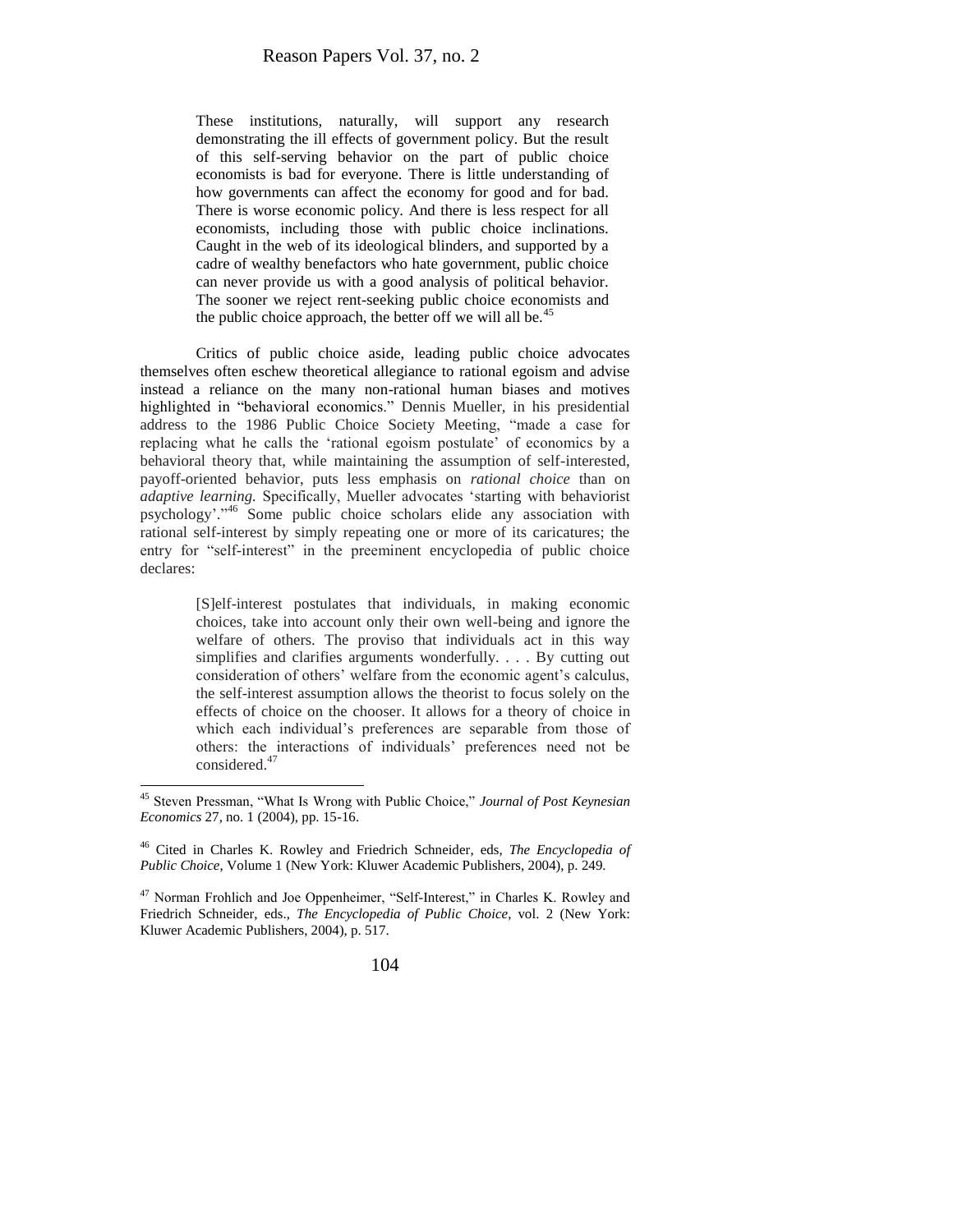> These institutions, naturally, will support any research demonstrating the ill effects of government policy. But the result of this self-serving behavior on the part of public choice economists is bad for everyone. There is little understanding of how governments can affect the economy for good and for bad. There is worse economic policy. And there is less respect for all economists, including those with public choice inclinations. Caught in the web of its ideological blinders, and supported by a cadre of wealthy benefactors who hate government, public choice can never provide us with a good analysis of political behavior. The sooner we reject rent-seeking public choice economists and the public choice approach, the better off we will all be.[45]

Critics of public choice aside, leading public choice advocates themselves often eschew theoretical allegiance to rational egoism and advise instead a reliance on the many non-rational human biases and motives highlighted in "behavioral economics." Dennis Mueller, in his presidential address to the 1986 Public Choice Society Meeting, "made a case for replacing what he calls the 'rational egoism postulate' of economics by a behavioral theory that, while maintaining the assumption of self-interested, payoff-oriented behavior, puts less emphasis on *rational choice* than on *adaptive learning.* Specifically, Mueller advocates 'starting with behaviorist psychology'."[46] Some public choice scholars elide any association with rational self-interest by simply repeating one or more of its caricatures; the entry for "self-interest" in the preeminent encyclopedia of public choice declares:

> [S]elf-interest postulates that individuals, in making economic choices, take into account only their own well-being and ignore the welfare of others. The proviso that individuals act in this way simplifies and clarifies arguments wonderfully. . . . By cutting out consideration of others' welfare from the economic agent's calculus, the self-interest assumption allows the theorist to focus solely on the effects of choice on the chooser. It allows for a theory of choice in which each individual's preferences are separable from those of others: the interactions of individuals' preferences need not be considered.[47]

---

[45] Steven Pressman, "What Is Wrong with Public Choice," *Journal of Post Keynesian Economics* 27, no. 1 (2004), pp. 15-16.

[46] Cited in Charles K. Rowley and Friedrich Schneider, eds, *The Encyclopedia of Public Choice*, Volume 1 (New York: Kluwer Academic Publishers, 2004), p. 249.

[47] Norman Frohlich and Joe Oppenheimer, "Self-Interest," in Charles K. Rowley and Friedrich Schneider, eds., *The Encyclopedia of Public Choice*, vol. 2 (New York: Kluwer Academic Publishers, 2004), p. 517.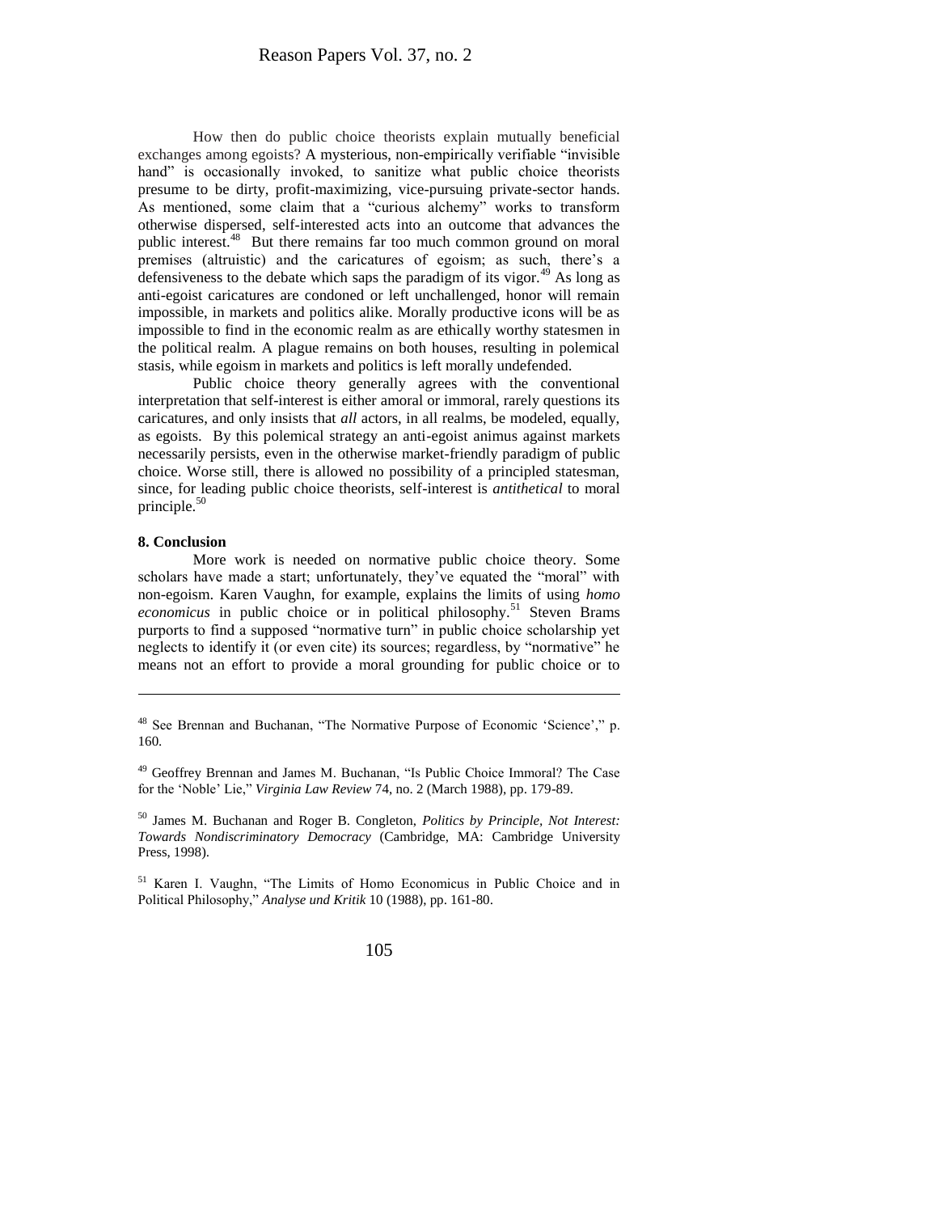How then do public choice theorists explain mutually beneficial exchanges among egoists? A mysterious, non-empirically verifiable "invisible hand" is occasionally invoked, to sanitize what public choice theorists presume to be dirty, profit-maximizing, vice-pursuing private-sector hands. As mentioned, some claim that a "curious alchemy" works to transform otherwise dispersed, self-interested acts into an outcome that advances the public interest.[48] But there remains far too much common ground on moral premises (altruistic) and the caricatures of egoism; as such, there's a defensiveness to the debate which saps the paradigm of its vigor.[49] As long as anti-egoist caricatures are condoned or left unchallenged, honor will remain impossible, in markets and politics alike. Morally productive icons will be as impossible to find in the economic realm as are ethically worthy statesmen in the political realm. A plague remains on both houses, resulting in polemical stasis, while egoism in markets and politics is left morally undefended.

Public choice theory generally agrees with the conventional interpretation that self-interest is either amoral or immoral, rarely questions its caricatures, and only insists that *all* actors, in all realms, be modeled, equally, as egoists. By this polemical strategy an anti-egoist animus against markets necessarily persists, even in the otherwise market-friendly paradigm of public choice. Worse still, there is allowed no possibility of a principled statesman, since, for leading public choice theorists, self-interest is *antithetical* to moral principle.[50]

**8. Conclusion**

More work is needed on normative public choice theory. Some scholars have made a start; unfortunately, they've equated the "moral" with non-egoism. Karen Vaughn, for example, explains the limits of using *homo economicus* in public choice or in political philosophy.[51] Steven Brams purports to find a supposed "normative turn" in public choice scholarship yet neglects to identify it (or even cite) its sources; regardless, by "normative" he means not an effort to provide a moral grounding for public choice or to

---

[48] See Brennan and Buchanan, "The Normative Purpose of Economic 'Science'," p. 160.

[49] Geoffrey Brennan and James M. Buchanan, "Is Public Choice Immoral? The Case for the 'Noble' Lie," *Virginia Law Review* 74, no. 2 (March 1988), pp. 179-89.

[50] James M. Buchanan and Roger B. Congleton, *Politics by Principle, Not Interest: Towards Nondiscriminatory Democracy* (Cambridge, MA: Cambridge University Press, 1998).

[51] Karen I. Vaughn, "The Limits of Homo Economicus in Public Choice and in Political Philosophy," *Analyse und Kritik* 10 (1988), pp. 161-80.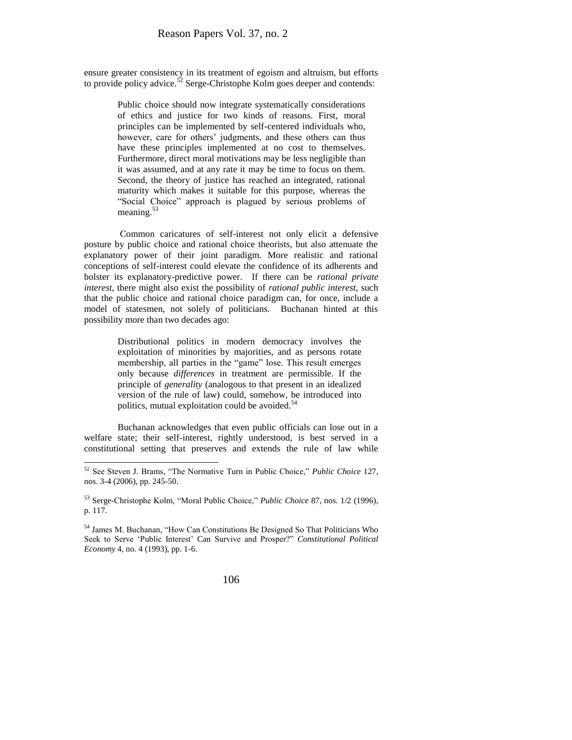ensure greater consistency in its treatment of egoism and altruism, but efforts to provide policy advice.[52] Serge-Christophe Kolm goes deeper and contends:

> Public choice should now integrate systematically considerations of ethics and justice for two kinds of reasons. First, moral principles can be implemented by self-centered individuals who, however, care for others' judgments, and these others can thus have these principles implemented at no cost to themselves. Furthermore, direct moral motivations may be less negligible than it was assumed, and at any rate it may be time to focus on them. Second, the theory of justice has reached an integrated, rational maturity which makes it suitable for this purpose, whereas the "Social Choice" approach is plagued by serious problems of meaning.[53]

Common caricatures of self-interest not only elicit a defensive posture by public choice and rational choice theorists, but also attenuate the explanatory power of their joint paradigm. More realistic and rational conceptions of self-interest could elevate the confidence of its adherents and bolster its explanatory-predictive power. If there can be *rational private interest*, there might also exist the possibility of *rational public interest*, such that the public choice and rational choice paradigm can, for once, include a model of statesmen, not solely of politicians. Buchanan hinted at this possibility more than two decades ago:

> Distributional politics in modern democracy involves the exploitation of minorities by majorities, and as persons rotate membership, all parties in the "game" lose. This result emerges only because *differences* in treatment are permissible. If the principle of *generality* (analogous to that present in an idealized version of the rule of law) could, somehow, be introduced into politics, mutual exploitation could be avoided.[54]

Buchanan acknowledges that even public officials can lose out in a welfare state; their self-interest, rightly understood, is best served in a constitutional setting that preserves and extends the rule of law while

---

[52] See Steven J. Brams, "The Normative Turn in Public Choice," *Public Choice* 127, nos. 3-4 (2006), pp. 245-50.

[53] Serge-Christophe Kolm, "Moral Public Choice," *Public Choice* 87, nos. 1/2 (1996), p. 117.

[54] James M. Buchanan, "How Can Constitutions Be Designed So That Politicians Who Seek to Serve 'Public Interest' Can Survive and Prosper?" *Constitutional Political Economy* 4, no. 4 (1993), pp. 1-6.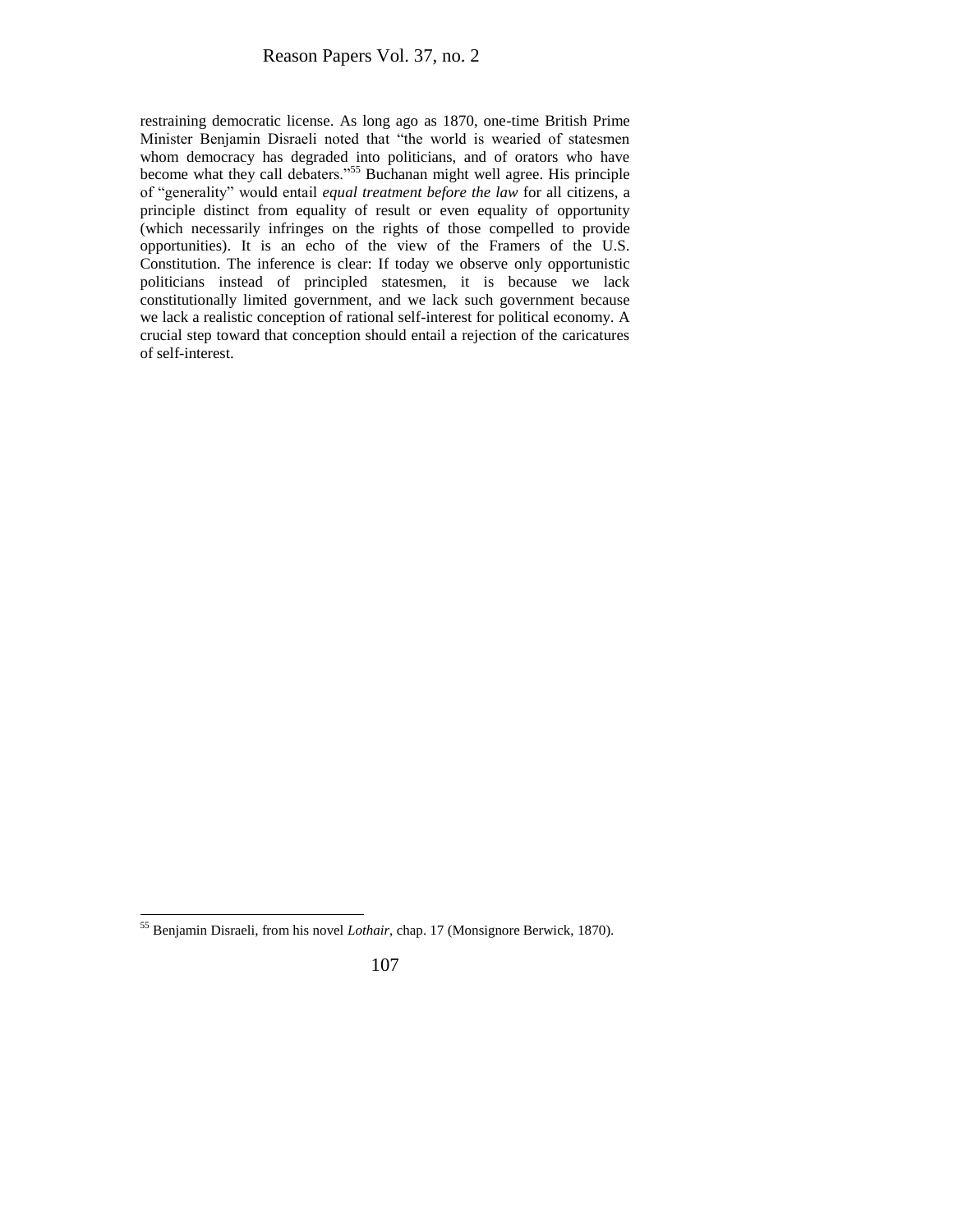restraining democratic license. As long ago as 1870, one-time British Prime Minister Benjamin Disraeli noted that "the world is wearied of statesmen whom democracy has degraded into politicians, and of orators who have become what they call debaters."[55] Buchanan might well agree. His principle of "generality" would entail *equal treatment before the law* for all citizens, a principle distinct from equality of result or even equality of opportunity (which necessarily infringes on the rights of those compelled to provide opportunities). It is an echo of the view of the Framers of the U.S. Constitution. The inference is clear: If today we observe only opportunistic politicians instead of principled statesmen, it is because we lack constitutionally limited government, and we lack such government because we lack a realistic conception of rational self-interest for political economy. A crucial step toward that conception should entail a rejection of the caricatures of self-interest.

---

[55] Benjamin Disraeli, from his novel *Lothair*, chap. 17 (Monsignore Berwick, 1870).